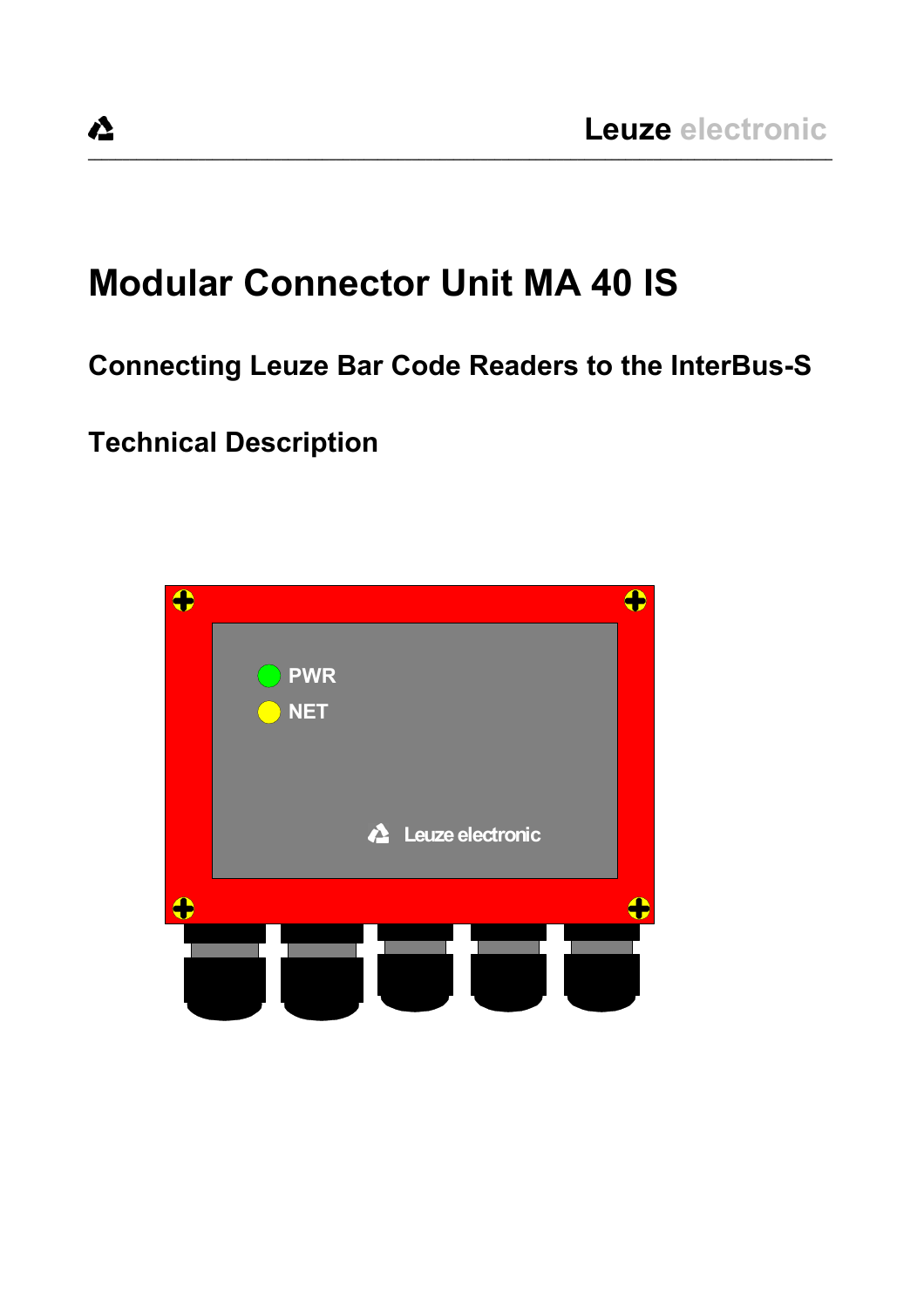# Modular Connector Unit MA 40 IS

## Connecting Leuze Bar Code Readers to the InterBus-S

## Technical Description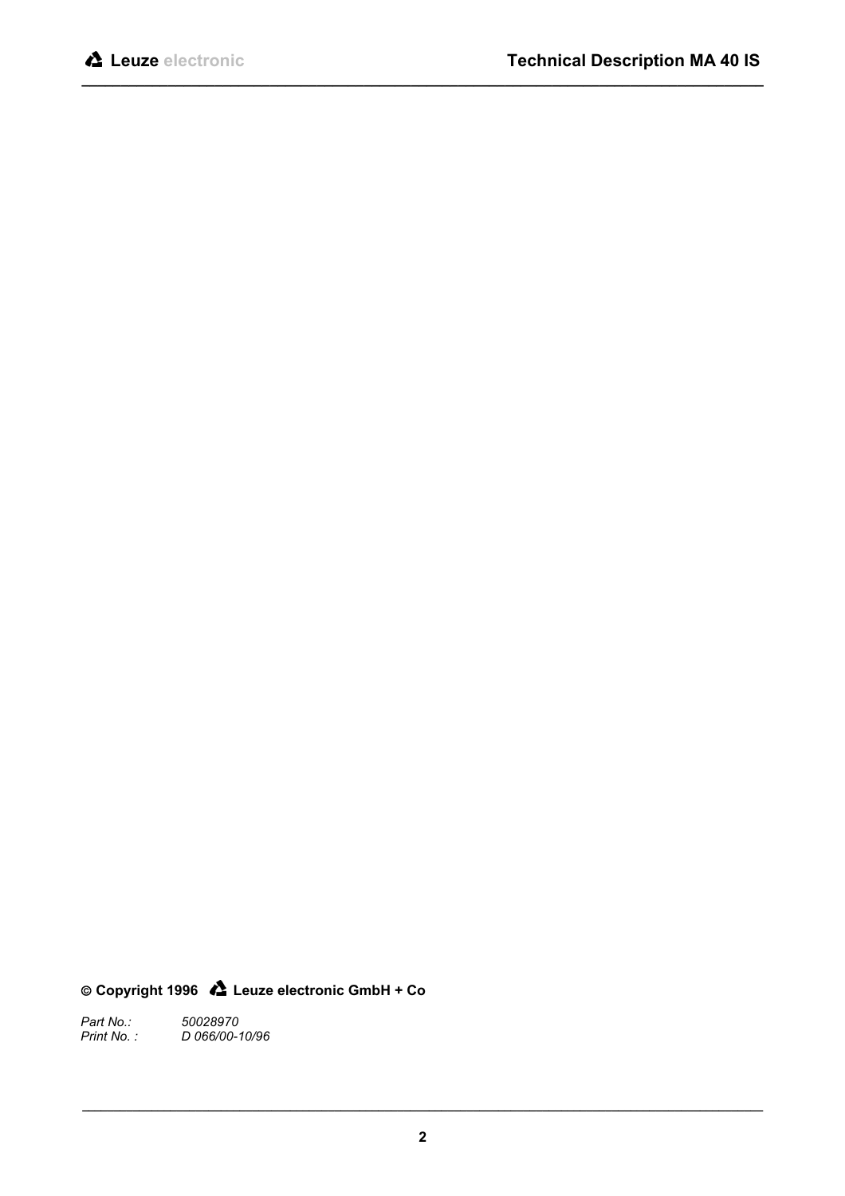**© Copyright 1996 Leuze electronic GmbH + Co**

*Part No.:* *50028970*
*Print No. :* *D 066/00-10/96*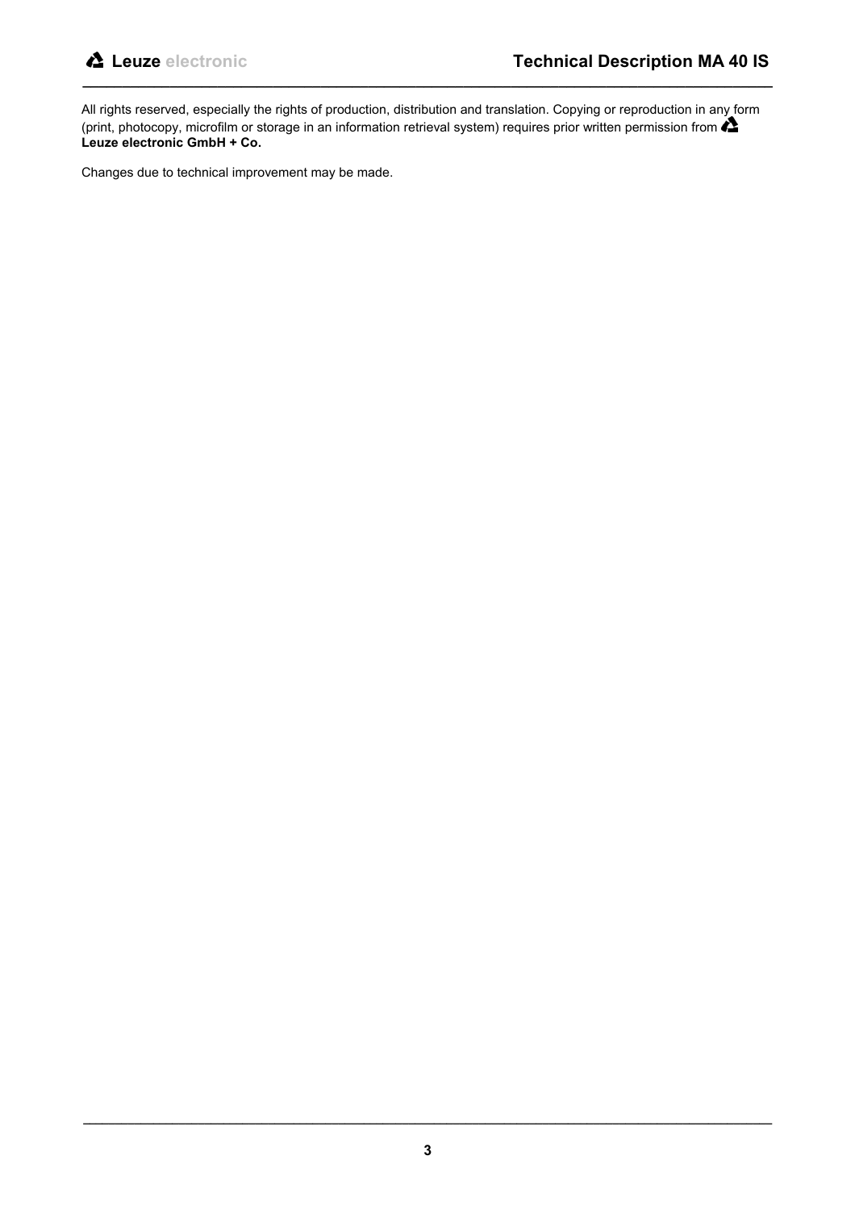All rights reserved, especially the rights of production, distribution and translation. Copying or reproduction in any form (print, photocopy, microfilm or storage in an information retrieval system) requires prior written permission from **Leuze electronic GmbH + Co.**

Changes due to technical improvement may be made.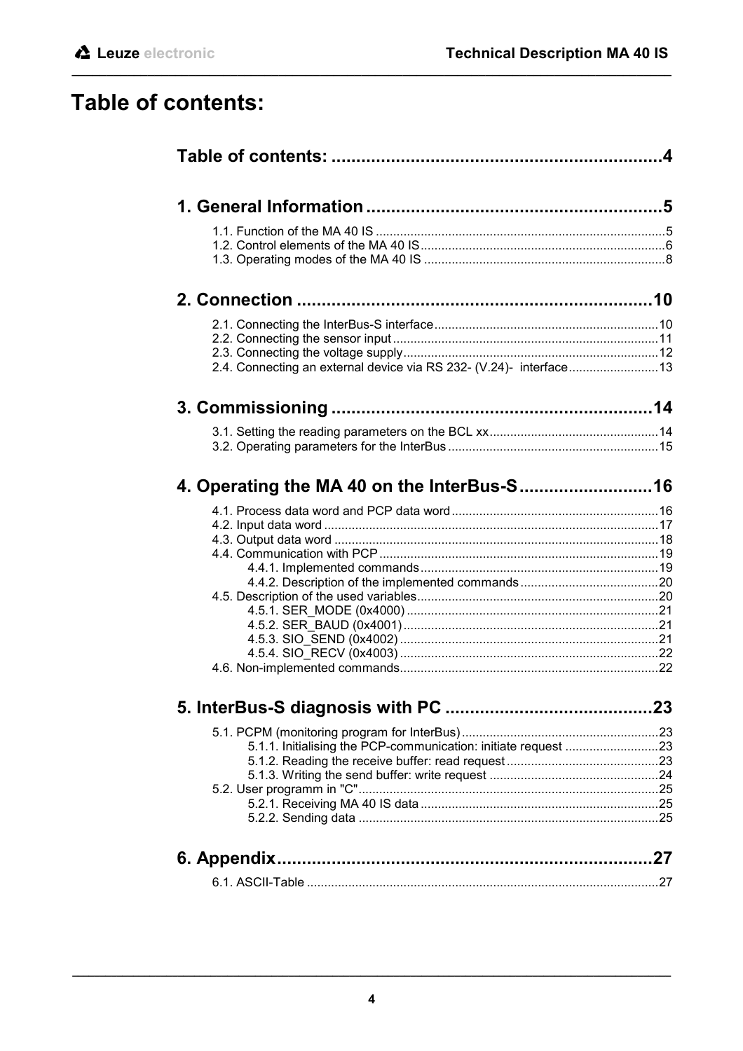# Table of contents:

**Table of contents: .................................................................. 4**

**1. General Information ........................................................... 5**

1.1. Function of the MA 40 IS ........................................................... 5
1.2. Control elements of the MA 40 IS ........................................................... 6
1.3. Operating modes of the MA 40 IS ........................................................... 8

**2. Connection ........................................................... 10**

2.1. Connecting the InterBus-S interface ........................................................... 10
2.2. Connecting the sensor input ........................................................... 11
2.3. Connecting the voltage supply ........................................................... 12
2.4. Connecting an external device via RS 232- (V.24)- interface ........................................................... 13

**3. Commissioning ........................................................... 14**

3.1. Setting the reading parameters on the BCL xx ........................................................... 14
3.2. Operating parameters for the InterBus ........................................................... 15

**4. Operating the MA 40 on the InterBus-S ........................................................... 16**

4.1. Process data word and PCP data word ........................................................... 16
4.2. Input data word ........................................................... 17
4.3. Output data word ........................................................... 18
4.4. Communication with PCP ........................................................... 19
    4.4.1. Implemented commands ........................................................... 19
    4.4.2. Description of the implemented commands ........................................................... 20
4.5. Description of the used variables ........................................................... 20
    4.5.1. SER_MODE (0x4000) ........................................................... 21
    4.5.2. SER_BAUD (0x4001) ........................................................... 21
    4.5.3. SIO_SEND (0x4002) ........................................................... 21
    4.5.4. SIO_RECV (0x4003) ........................................................... 22
4.6. Non-implemented commands ........................................................... 22

**5. InterBus-S diagnosis with PC ........................................................... 23**

5.1. PCPM (monitoring program for InterBus) ........................................................... 23
    5.1.1. Initialising the PCP-communication: initiate request ........................................................... 23
    5.1.2. Reading the receive buffer: read request ........................................................... 23
    5.1.3. Writing the send buffer: write request ........................................................... 24
5.2. User programm in "C" ........................................................... 25
    5.2.1. Receiving MA 40 IS data ........................................................... 25
    5.2.2. Sending data ........................................................... 25

**6. Appendix ........................................................... 27**

6.1. ASCII-Table ........................................................... 27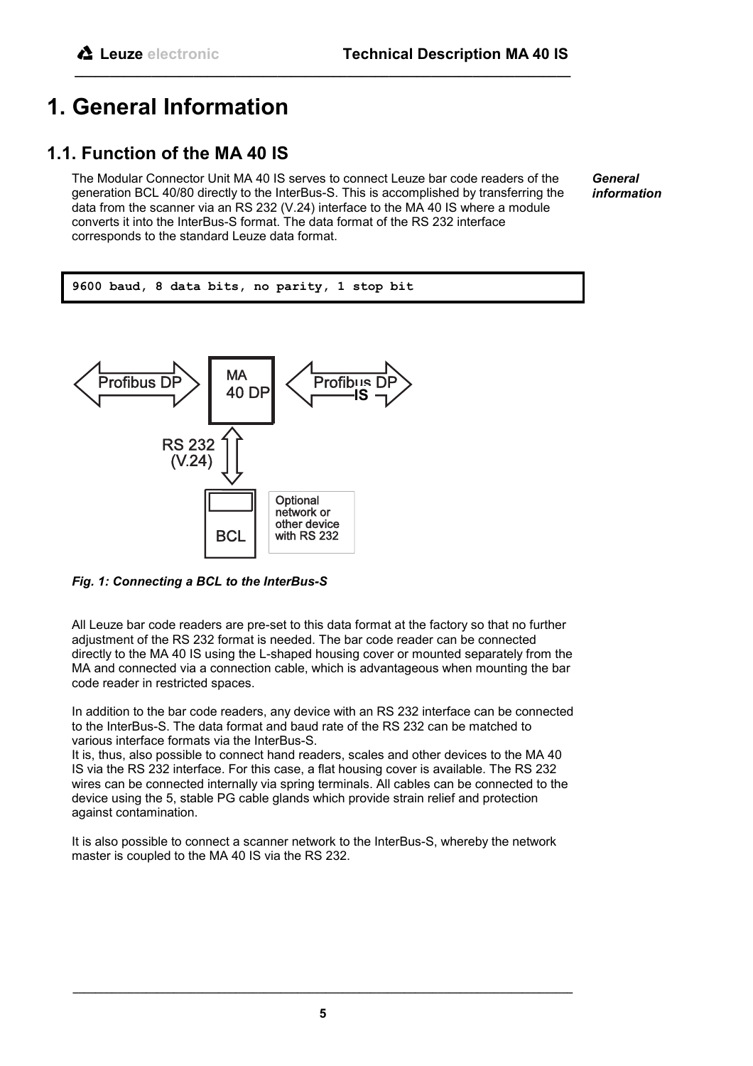᠎# 1. General Information

## 1.1. Function of the MA 40 IS

***General information***

The Modular Connector Unit MA 40 IS serves to connect Leuze bar code readers of the generation BCL 40/80 directly to the InterBus-S. This is accomplished by transferring the data from the scanner via an RS 232 (V.24) interface to the MA 40 IS where a module converts it into the InterBus-S format. The data format of the RS 232 interface corresponds to the standard Leuze data format.

```
9600 baud, 8 data bits, no parity, 1 stop bit
```

***Fig. 1: Connecting a BCL to the InterBus-S***

All Leuze bar code readers are pre-set to this data format at the factory so that no further adjustment of the RS 232 format is needed. The bar code reader can be connected directly to the MA 40 IS using the L-shaped housing cover or mounted separately from the MA and connected via a connection cable, which is advantageous when mounting the bar code reader in restricted spaces.

In addition to the bar code readers, any device with an RS 232 interface can be connected to the InterBus-S. The data format and baud rate of the RS 232 can be matched to various interface formats via the InterBus-S.
It is, thus, also possible to connect hand readers, scales and other devices to the MA 40 IS via the RS 232 interface. For this case, a flat housing cover is available. The RS 232 wires can be connected internally via spring terminals. All cables can be connected to the device using the 5, stable PG cable glands which provide strain relief and protection against contamination.

It is also possible to connect a scanner network to the InterBus-S, whereby the network master is coupled to the MA 40 IS via the RS 232.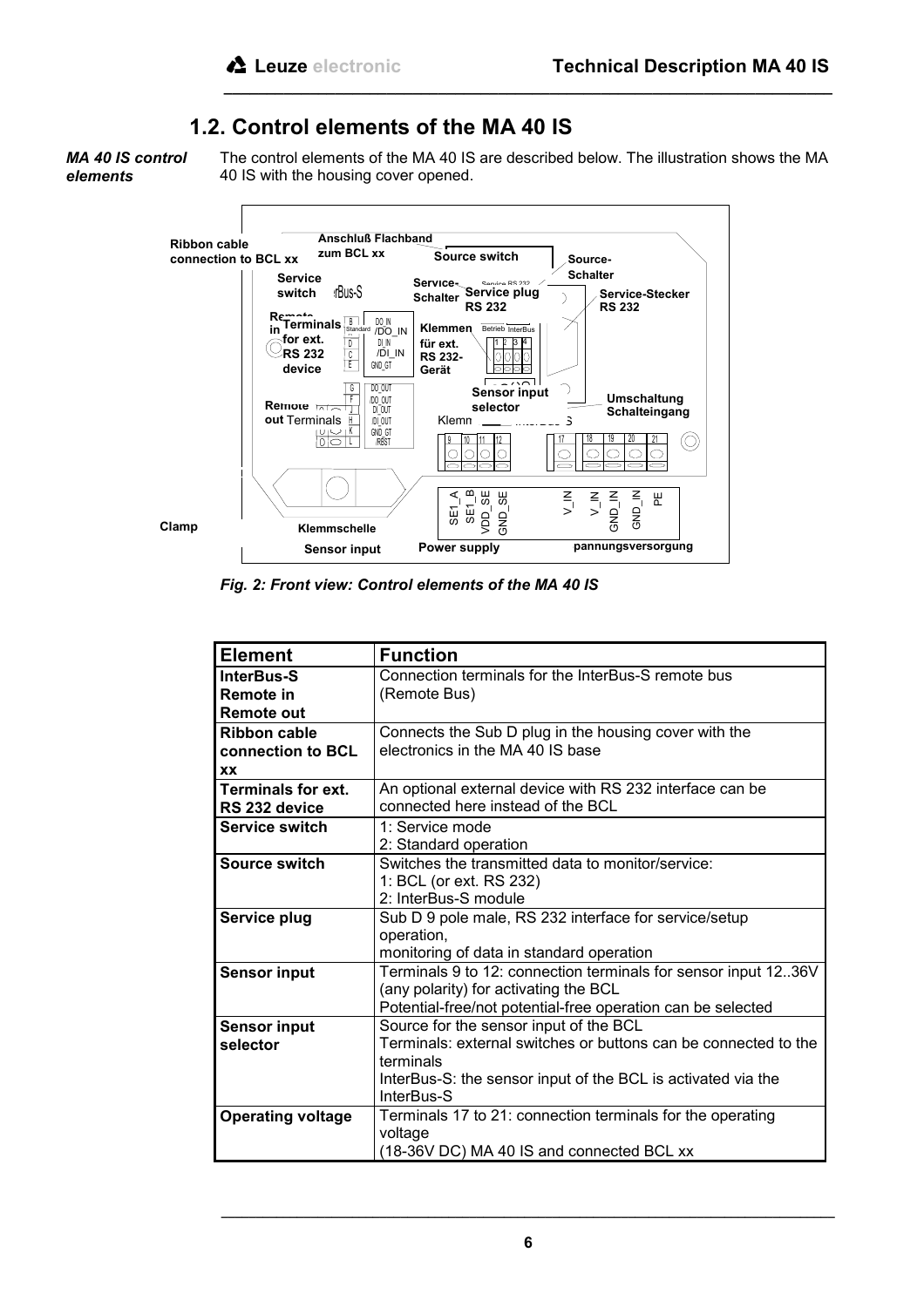## 1.2. Control elements of the MA 40 IS

***MA 40 IS control elements***

The control elements of the MA 40 IS are described below. The illustration shows the MA 40 IS with the housing cover opened.

*Fig. 2: Front view: Control elements of the MA 40 IS*

| Element | Function |
|---|---|
| **InterBus-S Remote in Remote out** | Connection terminals for the InterBus-S remote bus (Remote Bus) |
| **Ribbon cable connection to BCL xx** | Connects the Sub D plug in the housing cover with the electronics in the MA 40 IS base |
| **Terminals for ext. RS 232 device** | An optional external device with RS 232 interface can be connected here instead of the BCL |
| **Service switch** | 1: Service mode<br>2: Standard operation |
| **Source switch** | Switches the transmitted data to monitor/service:<br>1: BCL (or ext. RS 232)<br>2: InterBus-S module |
| **Service plug** | Sub D 9 pole male, RS 232 interface for service/setup operation,<br>monitoring of data in standard operation |
| **Sensor input** | Terminals 9 to 12: connection terminals for sensor input 12..36V (any polarity) for activating the BCL<br>Potential-free/not potential-free operation can be selected |
| **Sensor input selector** | Source for the sensor input of the BCL<br>Terminals: external switches or buttons can be connected to the terminals<br>InterBus-S: the sensor input of the BCL is activated via the InterBus-S |
| **Operating voltage** | Terminals 17 to 21: connection terminals for the operating voltage<br>(18-36V DC) MA 40 IS and connected BCL xx |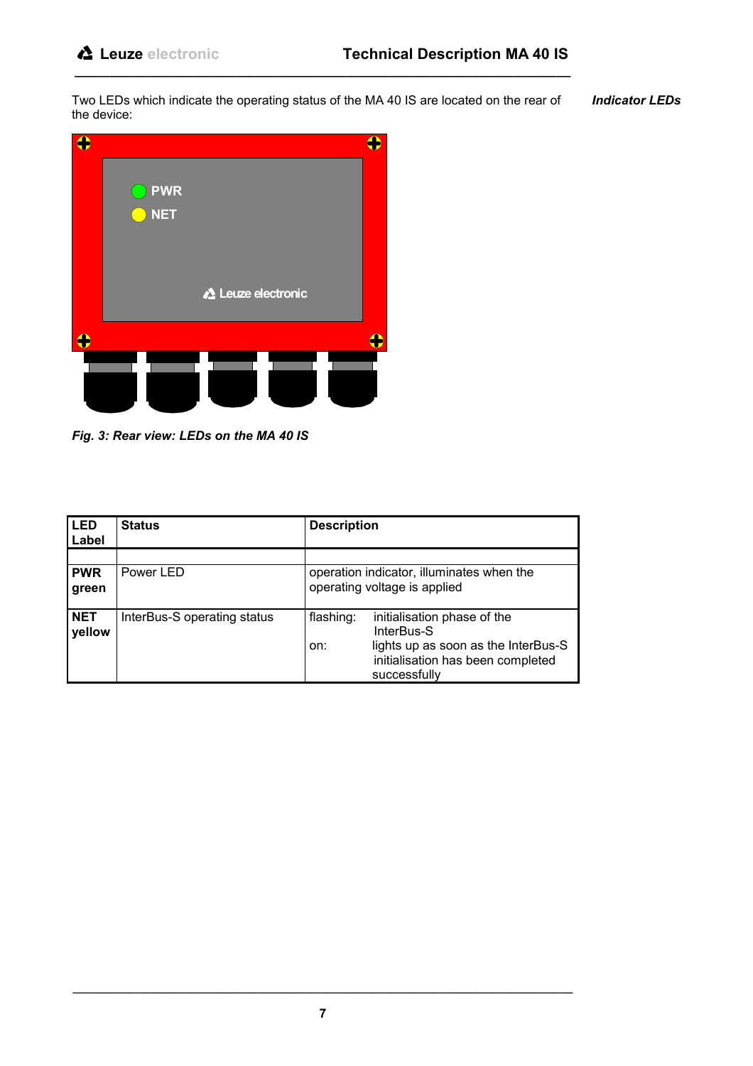*Indicator LEDs*

Two LEDs which indicate the operating status of the MA 40 IS are located on the rear of the device:

*Fig. 3: Rear view: LEDs on the MA 40 IS*

| LED Label | Status | Description |
|---|---|---|
| | | |
| **PWR green** | Power LED | operation indicator, illuminates when the operating voltage is applied |
| **NET yellow** | InterBus-S operating status | flashing: initialisation phase of the InterBus-S<br>on: lights up as soon as the InterBus-S initialisation has been completed successfully |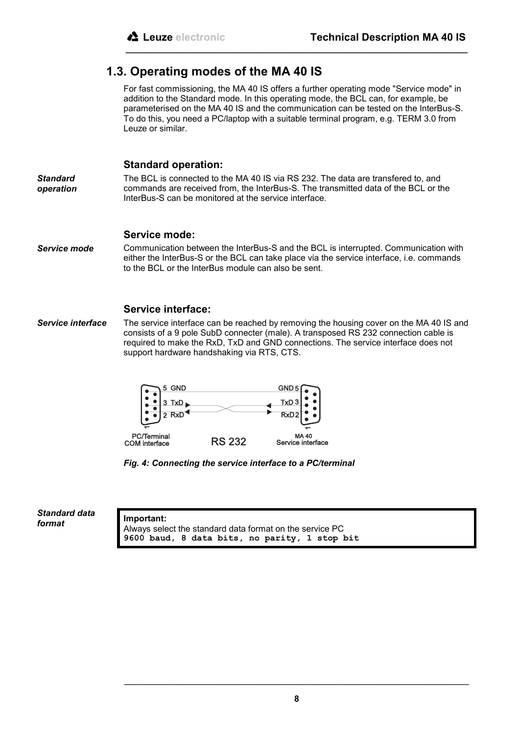## 1.3. Operating modes of the MA 40 IS

For fast commissioning, the MA 40 IS offers a further operating mode "Service mode" in addition to the Standard mode. In this operating mode, the BCL can, for example, be parameterised on the MA 40 IS and the communication can be tested on the InterBus-S. To do this, you need a PC/laptop with a suitable terminal program, e.g. TERM 3.0 from Leuze or similar.

### Standard operation:

*Standard operation*

The BCL is connected to the MA 40 IS via RS 232. The data are transfered to, and commands are received from, the InterBus-S. The transmitted data of the BCL or the InterBus-S can be monitored at the service interface.

### Service mode:

*Service mode*

Communication between the InterBus-S and the BCL is interrupted. Communication with either the InterBus-S or the BCL can take place via the service interface, i.e. commands to the BCL or the InterBus module can also be sent.

### Service interface:

*Service interface*

The service interface can be reached by removing the housing cover on the MA 40 IS and consists of a 9 pole SubD connecter (male). A transposed RS 232 connection cable is required to make the RxD, TxD and GND connections. The service interface does not support hardware handshaking via RTS, CTS.

5 GND — GND 5
3 TxD — TxD 3
2 RxD — RxD 2

PC/Terminal COM interface — RS 232 — MA 40 Service interface

*Fig. 4: Connecting the service interface to a PC/terminal*

*Standard data format*

**Important:**
Always select the standard data format on the service PC
**9600 baud, 8 data bits, no parity, 1 stop bit**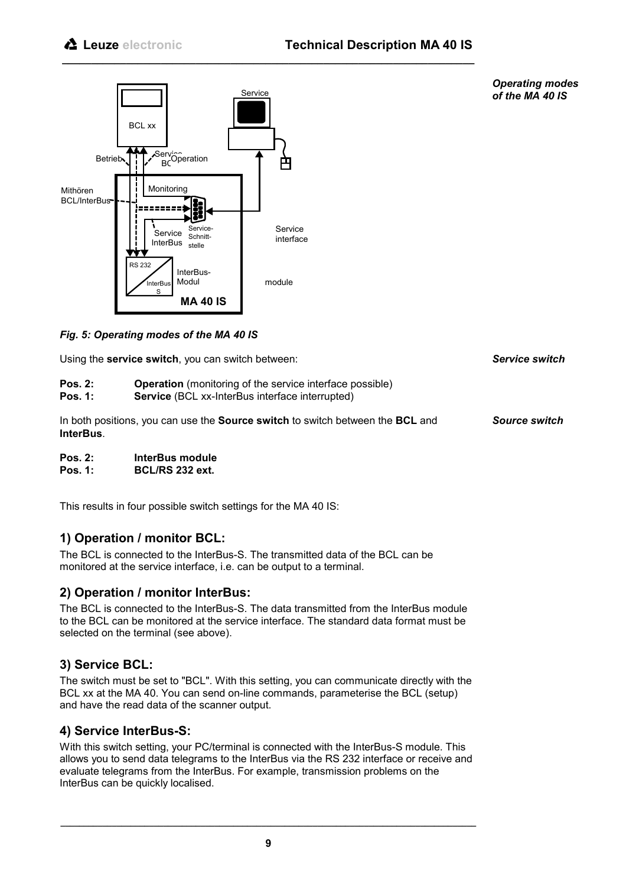*Operating modes of the MA 40 IS*

*Fig. 5: Operating modes of the MA 40 IS*

*Service switch*

Using the **service switch**, you can switch between:

**Pos. 2:** **Operation** (monitoring of the service interface possible)
**Pos. 1:** **Service** (BCL xx-InterBus interface interrupted)

*Source switch*

In both positions, you can use the **Source switch** to switch between the **BCL** and **InterBus**.

**Pos. 2:** **InterBus module**
**Pos. 1:** **BCL/RS 232 ext.**

This results in four possible switch settings for the MA 40 IS:

## 1) Operation / monitor BCL:

The BCL is connected to the InterBus-S. The transmitted data of the BCL can be monitored at the service interface, i.e. can be output to a terminal.

## 2) Operation / monitor InterBus:

The BCL is connected to the InterBus-S. The data transmitted from the InterBus module to the BCL can be monitored at the service interface. The standard data format must be selected on the terminal (see above).

## 3) Service BCL:

The switch must be set to "BCL". With this setting, you can communicate directly with the BCL xx at the MA 40. You can send on-line commands, parameterise the BCL (setup) and have the read data of the scanner output.

## 4) Service InterBus-S:

With this switch setting, your PC/terminal is connected with the InterBus-S module. This allows you to send data telegrams to the InterBus via the RS 232 interface or receive and evaluate telegrams from the InterBus. For example, transmission problems on the InterBus can be quickly localised.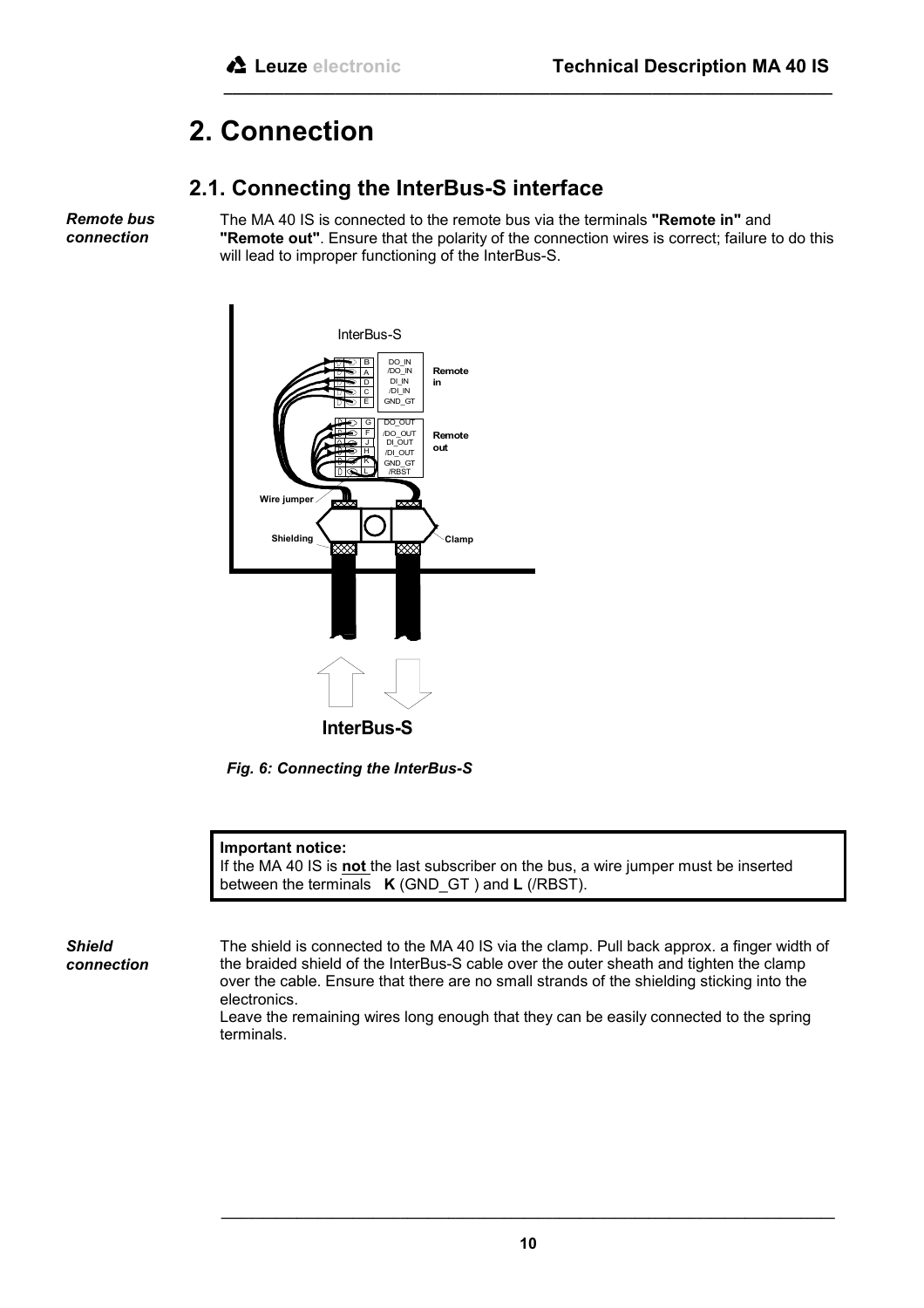# 2. Connection

## 2.1. Connecting the InterBus-S interface

*Remote bus connection*

The MA 40 IS is connected to the remote bus via the terminals **"Remote in"** and **"Remote out"**. Ensure that the polarity of the connection wires is correct; failure to do this will lead to improper functioning of the InterBus-S.

*Fig. 6: Connecting the InterBus-S*

> **Important notice:**
> If the MA 40 IS is **not** the last subscriber on the bus, a wire jumper must be inserted between the terminals **K** (GND_GT ) and **L** (/RBST).

*Shield connection*

The shield is connected to the MA 40 IS via the clamp. Pull back approx. a finger width of the braided shield of the InterBus-S cable over the outer sheath and tighten the clamp over the cable. Ensure that there are no small strands of the shielding sticking into the electronics.

Leave the remaining wires long enough that they can be easily connected to the spring terminals.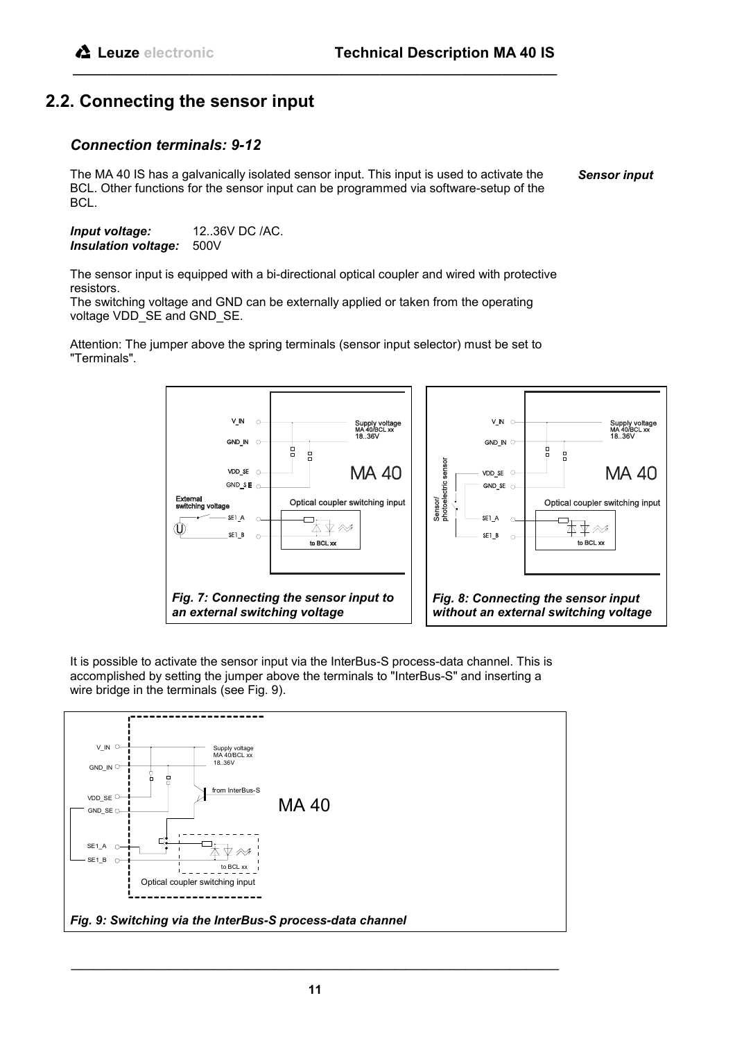## 2.2. Connecting the sensor input

### *Connection terminals: 9-12*

*Sensor input*

The MA 40 IS has a galvanically isolated sensor input. This input is used to activate the BCL. Other functions for the sensor input can be programmed via software-setup of the BCL.

***Input voltage:*** 12..36V DC /AC.
***Insulation voltage:*** 500V

The sensor input is equipped with a bi-directional optical coupler and wired with protective resistors.
The switching voltage and GND can be externally applied or taken from the operating voltage VDD_SE and GND_SE.

Attention: The jumper above the spring terminals (sensor input selector) must be set to "Terminals".

***Fig. 7: Connecting the sensor input to an external switching voltage***

***Fig. 8: Connecting the sensor input without an external switching voltage***

It is possible to activate the sensor input via the InterBus-S process-data channel. This is accomplished by setting the jumper above the terminals to "InterBus-S" and inserting a wire bridge in the terminals (see Fig. 9).

***Fig. 9: Switching via the InterBus-S process-data channel***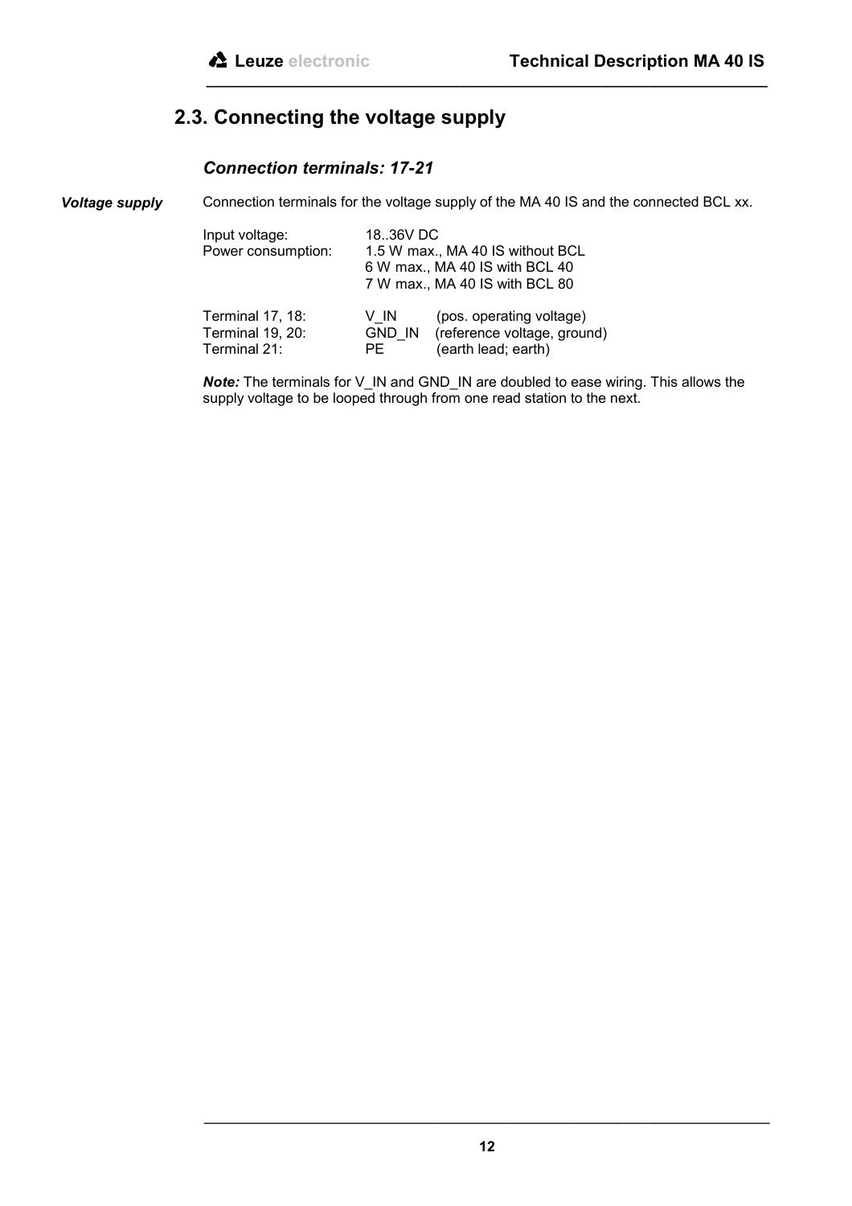## 2.3. Connecting the voltage supply

### *Connection terminals: 17-21*

***Voltage supply***

Connection terminals for the voltage supply of the MA 40 IS and the connected BCL xx.

| | |
|---|---|
| Input voltage: | 18..36V DC |
| Power consumption: | 1.5 W max., MA 40 IS without BCL |
| | 6 W max., MA 40 IS with BCL 40 |
| | 7 W max., MA 40 IS with BCL 80 |

| | | |
|---|---|---|
| Terminal 17, 18: | V_IN | (pos. operating voltage) |
| Terminal 19, 20: | GND_IN | (reference voltage, ground) |
| Terminal 21: | PE | (earth lead; earth) |

***Note:*** The terminals for V_IN and GND_IN are doubled to ease wiring. This allows the supply voltage to be looped through from one read station to the next.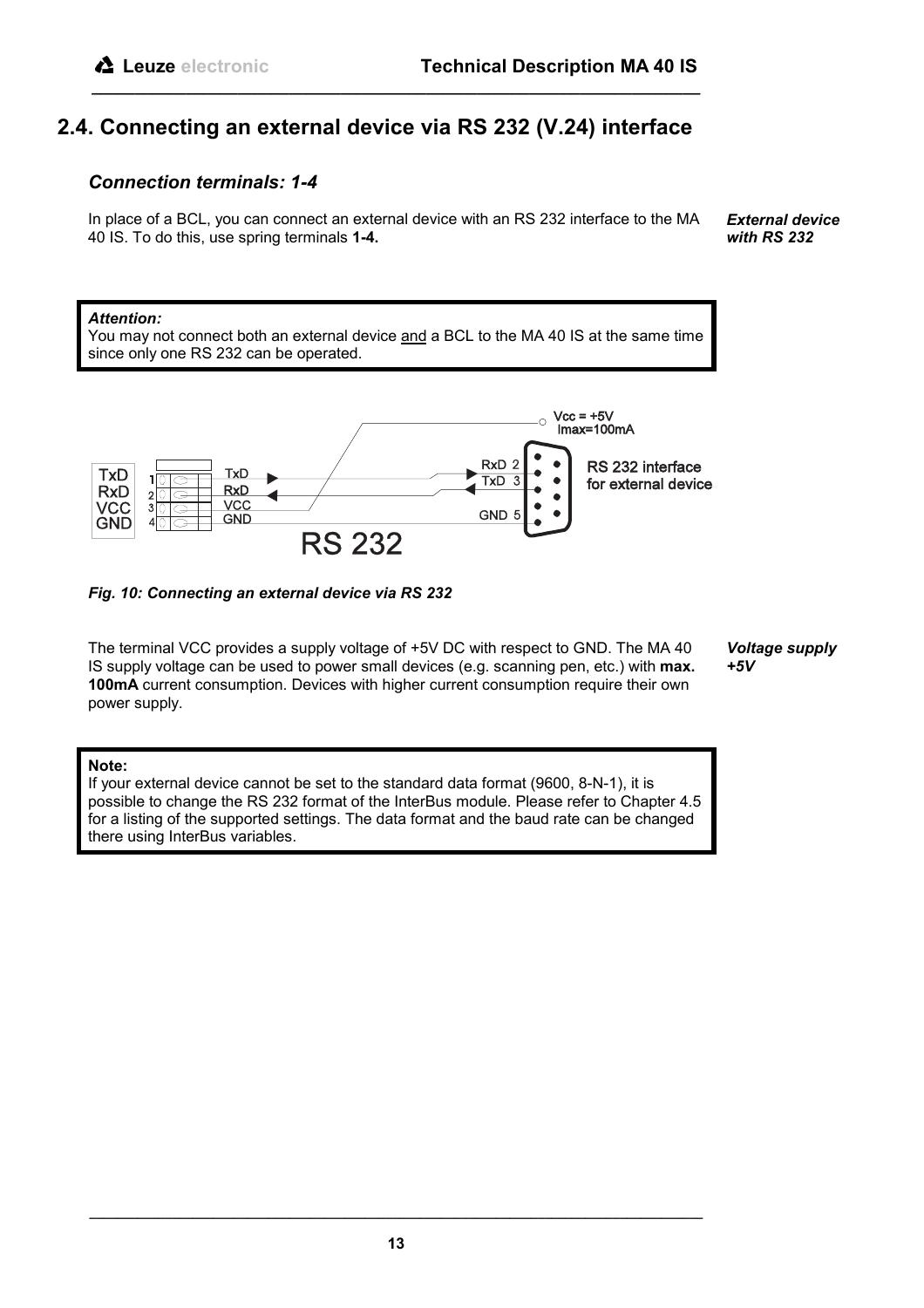## 2.4. Connecting an external device via RS 232 (V.24) interface

### *Connection terminals: 1-4*

*External device with RS 232*

In place of a BCL, you can connect an external device with an RS 232 interface to the MA 40 IS. To do this, use spring terminals **1-4.**

> ***Attention:***
> You may not connect both an external device and a BCL to the MA 40 IS at the same time since only one RS 232 can be operated.

*Fig. 10: Connecting an external device via RS 232*

*Voltage supply +5V*

The terminal VCC provides a supply voltage of +5V DC with respect to GND. The MA 40 IS supply voltage can be used to power small devices (e.g. scanning pen, etc.) with **max. 100mA** current consumption. Devices with higher current consumption require their own power supply.

> **Note:**
> If your external device cannot be set to the standard data format (9600, 8-N-1), it is possible to change the RS 232 format of the InterBus module. Please refer to Chapter 4.5 for a listing of the supported settings. The data format and the baud rate can be changed there using InterBus variables.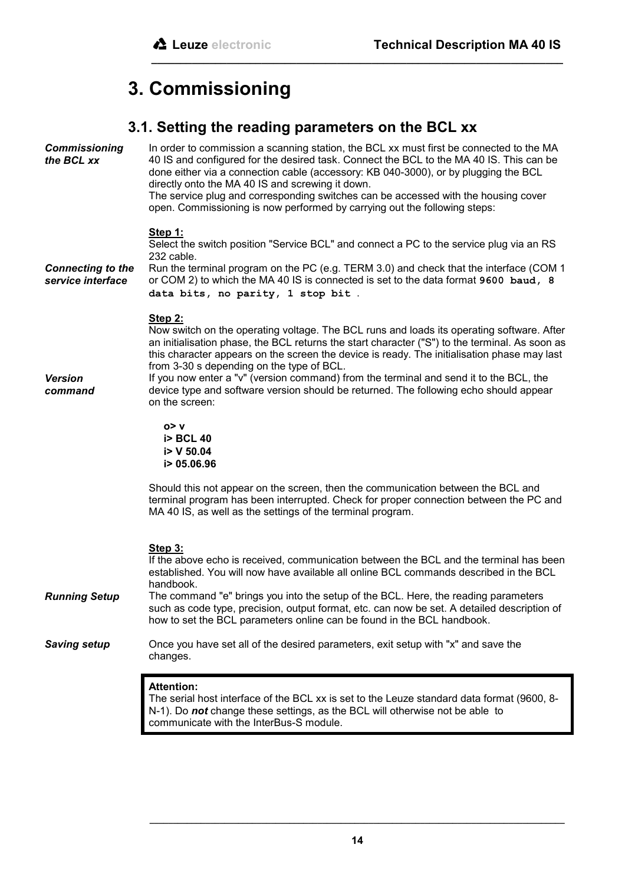# 3. Commissioning

## 3.1. Setting the reading parameters on the BCL xx

***Commissioning the BCL xx***

In order to commission a scanning station, the BCL xx must first be connected to the MA 40 IS and configured for the desired task. Connect the BCL to the MA 40 IS. This can be done either via a connection cable (accessory: KB 040-3000), or by plugging the BCL directly onto the MA 40 IS and screwing it down.
The service plug and corresponding switches can be accessed with the housing cover open. Commissioning is now performed by carrying out the following steps:

<u>**Step 1:**</u>
Select the switch position "Service BCL" and connect a PC to the service plug via an RS 232 cable.

***Connecting to the service interface***

Run the terminal program on the PC (e.g. TERM 3.0) and check that the interface (COM 1 or COM 2) to which the MA 40 IS is connected is set to the data format **`9600 baud, 8 data bits, no parity, 1 stop bit`** .

<u>**Step 2:**</u>
Now switch on the operating voltage. The BCL runs and loads its operating software. After an initialisation phase, the BCL returns the start character ("S") to the terminal. As soon as this character appears on the screen the device is ready. The initialisation phase may last from 3-30 s depending on the type of BCL.

***Version command***

If you now enter a "v" (version command) from the terminal and send it to the BCL, the device type and software version should be returned. The following echo should appear on the screen:

**o> v**
**i> BCL 40**
**i> V 50.04**
**i> 05.06.96**

Should this not appear on the screen, then the communication between the BCL and terminal program has been interrupted. Check for proper connection between the PC and MA 40 IS, as well as the settings of the terminal program.

<u>**Step 3:**</u>
If the above echo is received, communication between the BCL and the terminal has been established. You will now have available all online BCL commands described in the BCL handbook.

***Running Setup***

The command "e" brings you into the setup of the BCL. Here, the reading parameters such as code type, precision, output format, etc. can now be set. A detailed description of how to set the BCL parameters online can be found in the BCL handbook.

***Saving setup***

Once you have set all of the desired parameters, exit setup with "x" and save the changes.

**Attention:**
The serial host interface of the BCL xx is set to the Leuze standard data format (9600, 8-N-1). Do ***not*** change these settings, as the BCL will otherwise not be able to communicate with the InterBus-S module.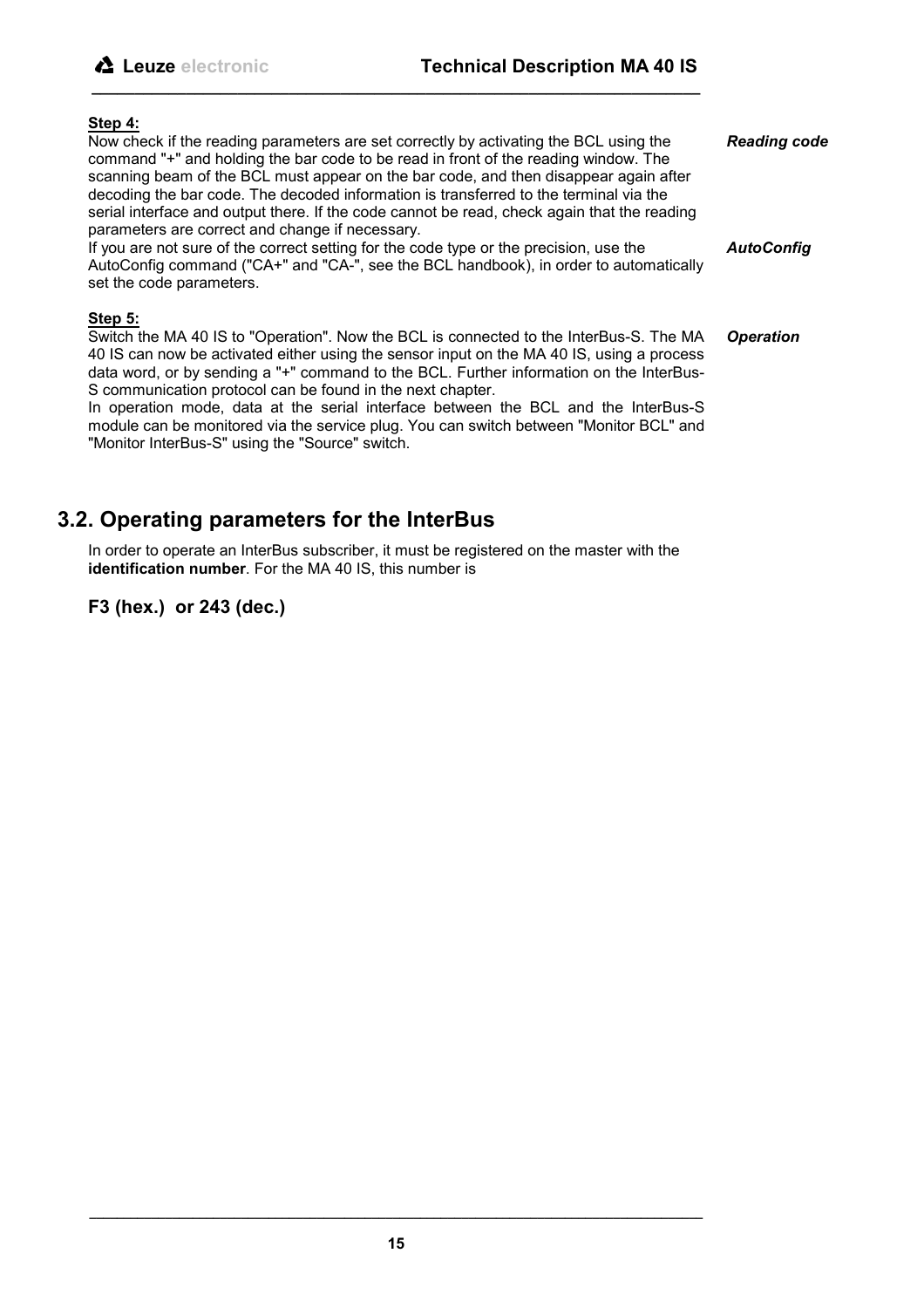**Step 4:**

*Reading code*

Now check if the reading parameters are set correctly by activating the BCL using the command "+" and holding the bar code to be read in front of the reading window. The scanning beam of the BCL must appear on the bar code, and then disappear again after decoding the bar code. The decoded information is transferred to the terminal via the serial interface and output there. If the code cannot be read, check again that the reading parameters are correct and change if necessary.

*AutoConfig*

If you are not sure of the correct setting for the code type or the precision, use the AutoConfig command ("CA+" and "CA-", see the BCL handbook), in order to automatically set the code parameters.

**Step 5:**

*Operation*

Switch the MA 40 IS to "Operation". Now the BCL is connected to the InterBus-S. The MA 40 IS can now be activated either using the sensor input on the MA 40 IS, using a process data word, or by sending a "+" command to the BCL. Further information on the InterBus-S communication protocol can be found in the next chapter.

In operation mode, data at the serial interface between the BCL and the InterBus-S module can be monitored via the service plug. You can switch between "Monitor BCL" and "Monitor InterBus-S" using the "Source" switch.

## 3.2. Operating parameters for the InterBus

In order to operate an InterBus subscriber, it must be registered on the master with the **identification number**. For the MA 40 IS, this number is

**F3 (hex.) or 243 (dec.)**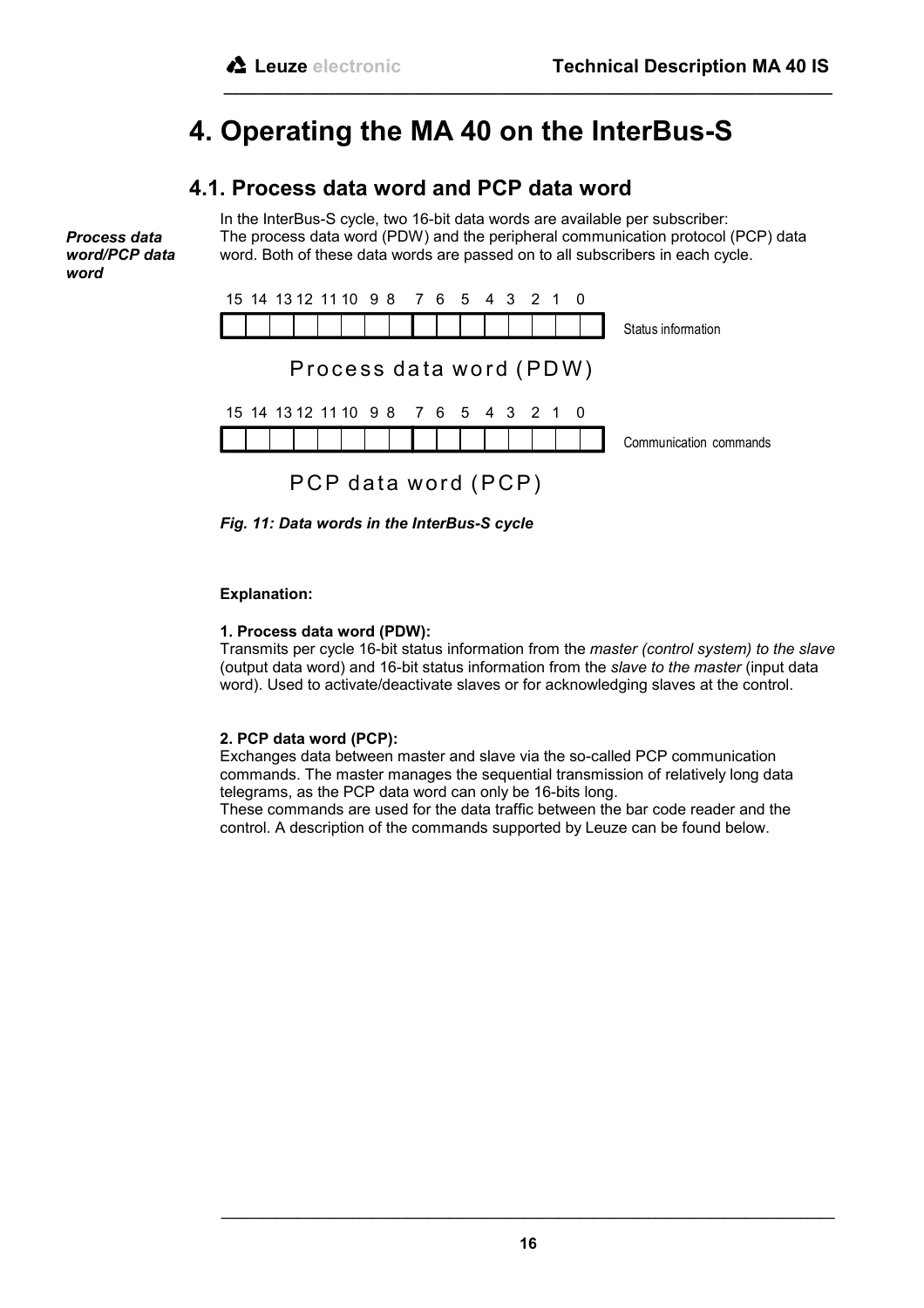# 4. Operating the MA 40 on the InterBus-S

## 4.1. Process data word and PCP data word

***Process data word/PCP data word***

In the InterBus-S cycle, two 16-bit data words are available per subscriber: The process data word (PDW) and the peripheral communication protocol (PCP) data word. Both of these data words are passed on to all subscribers in each cycle.

| 15 | 14 | 13 | 12 | 11 | 10 | 9 | 8 | 7 | 6 | 5 | 4 | 3 | 2 | 1 | 0 | |
|---|---|---|---|---|---|---|---|---|---|---|---|---|---|---|---|---|
| | | | | | | | | | | | | | | | | Status information |

Process data word (PDW)

| 15 | 14 | 13 | 12 | 11 | 10 | 9 | 8 | 7 | 6 | 5 | 4 | 3 | 2 | 1 | 0 | |
|---|---|---|---|---|---|---|---|---|---|---|---|---|---|---|---|---|
| | | | | | | | | | | | | | | | | Communication commands |

PCP data word (PCP)

***Fig. 11: Data words in the InterBus-S cycle***

**Explanation:**

**1. Process data word (PDW):**
Transmits per cycle 16-bit status information from the *master (control system) to the slave* (output data word) and 16-bit status information from the *slave to the master* (input data word). Used to activate/deactivate slaves or for acknowledging slaves at the control.

**2. PCP data word (PCP):**
Exchanges data between master and slave via the so-called PCP communication commands. The master manages the sequential transmission of relatively long data telegrams, as the PCP data word can only be 16-bits long.
These commands are used for the data traffic between the bar code reader and the control. A description of the commands supported by Leuze can be found below.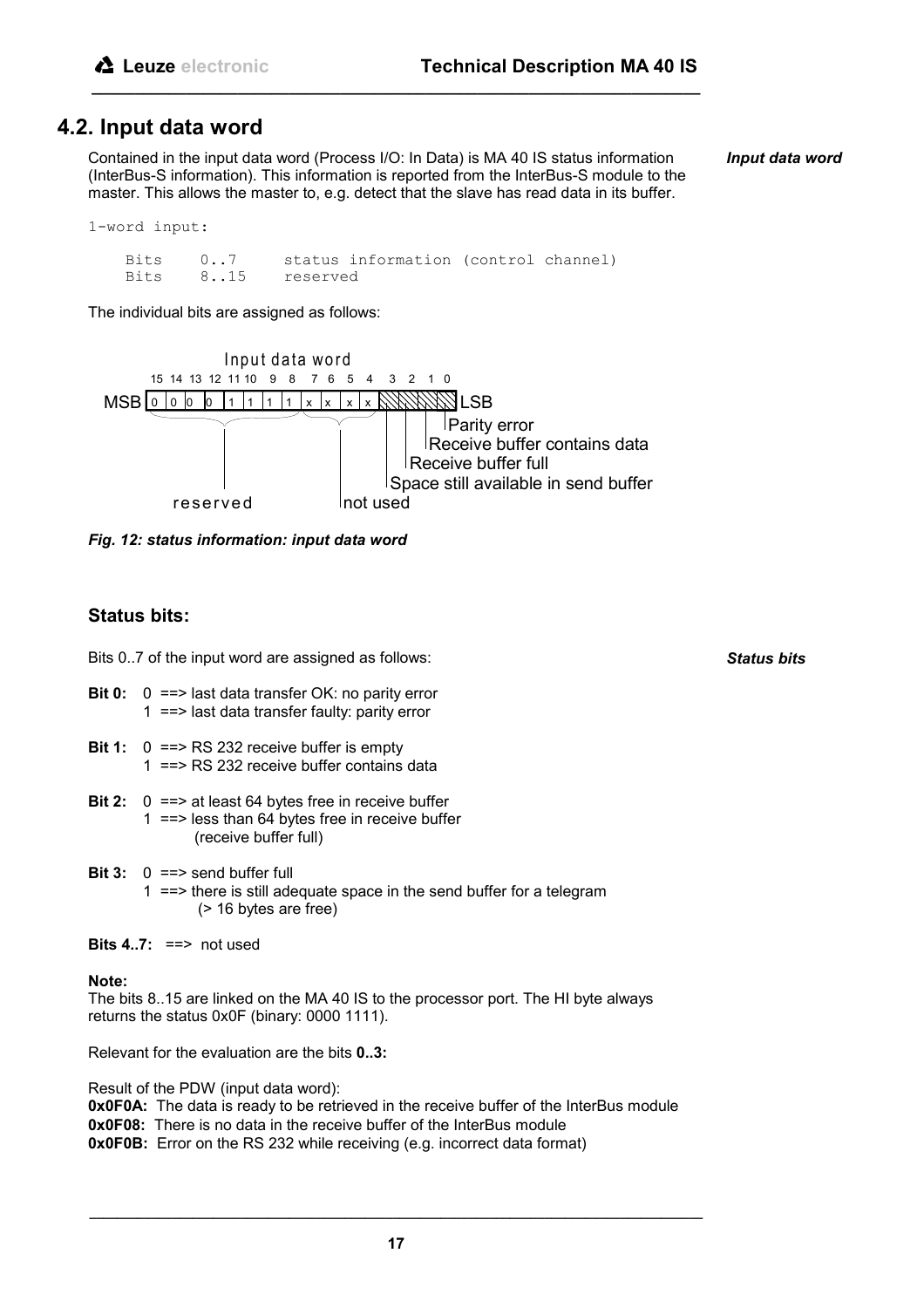## 4.2. Input data word

*Input data word*

Contained in the input data word (Process I/O: In Data) is MA 40 IS status information (InterBus-S information). This information is reported from the InterBus-S module to the master. This allows the master to, e.g. detect that the slave has read data in its buffer.

```
1-word input:

    Bits    0..7     status information (control channel)
    Bits    8..15    reserved
```

The individual bits are assigned as follows:

Input data word

| | 15 | 14 | 13 | 12 | 11 | 10 | 9 | 8 | 7 | 6 | 5 | 4 | 3 | 2 | 1 | 0 | |
|---|---|---|---|---|---|---|---|---|---|---|---|---|---|---|---|---|---|
| MSB | 0 | 0 | 0 | 0 | 1 | 1 | 1 | 1 | x | x | x | x | | | | | LSB |

- Bits 15..8: reserved
- Bits 7..4: not used
- Bit 3: Space still available in send buffer
- Bit 2: Receive buffer full
- Bit 1: Receive buffer contains data
- Bit 0: Parity error

*Fig. 12: status information: input data word*

### Status bits:

*Status bits*

Bits 0..7 of the input word are assigned as follows:

**Bit 0:** 0 ==> last data transfer OK: no parity error
1 ==> last data transfer faulty: parity error

**Bit 1:** 0 ==> RS 232 receive buffer is empty
1 ==> RS 232 receive buffer contains data

**Bit 2:** 0 ==> at least 64 bytes free in receive buffer
1 ==> less than 64 bytes free in receive buffer
(receive buffer full)

**Bit 3:** 0 ==> send buffer full
1 ==> there is still adequate space in the send buffer for a telegram
(> 16 bytes are free)

**Bits 4..7:** ==> not used

**Note:**
The bits 8..15 are linked on the MA 40 IS to the processor port. The HI byte always returns the status 0x0F (binary: 0000 1111).

Relevant for the evaluation are the bits **0..3:**

Result of the PDW (input data word):
**0x0F0A:** The data is ready to be retrieved in the receive buffer of the InterBus module
**0x0F08:** There is no data in the receive buffer of the InterBus module
**0x0F0B:** Error on the RS 232 while receiving (e.g. incorrect data format)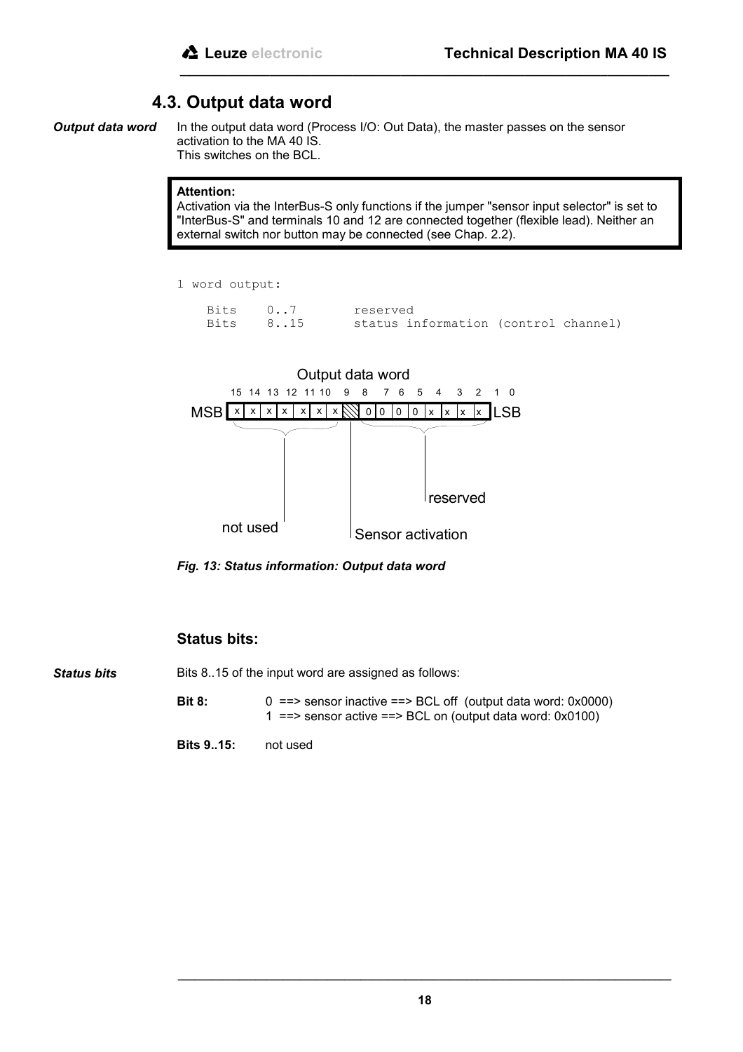## 4.3. Output data word

***Output data word*** In the output data word (Process I/O: Out Data), the master passes on the sensor activation to the MA 40 IS.
This switches on the BCL.

> **Attention:**
> Activation via the InterBus-S only functions if the jumper "sensor input selector" is set to "InterBus-S" and terminals 10 and 12 are connected together (flexible lead). Neither an external switch nor button may be connected (see Chap. 2.2).

```
1 word output:

   Bits    0..7        reserved
   Bits    8..15       status information (control channel)
```

Output data word

| | 15 | 14 | 13 | 12 | 11 | 10 | 9 | 8 | 7 | 6 | 5 | 4 | 3 | 2 | 1 | 0 | |
|---|---|---|---|---|---|---|---|---|---|---|---|---|---|---|---|---|---|
| MSB | x | x | x | x | x | x | x | ▨ | 0 | 0 | 0 | 0 | x | x | x | x | LSB |

not used (bits 15..9) — Sensor activation (bit 8) — reserved (bits 7..0)

*Fig. 13: Status information: Output data word*

### Status bits:

***Status bits*** Bits 8..15 of the input word are assigned as follows:

**Bit 8:** 0 ==> sensor inactive ==> BCL off (output data word: 0x0000)
1 ==> sensor active ==> BCL on (output data word: 0x0100)

**Bits 9..15:** not used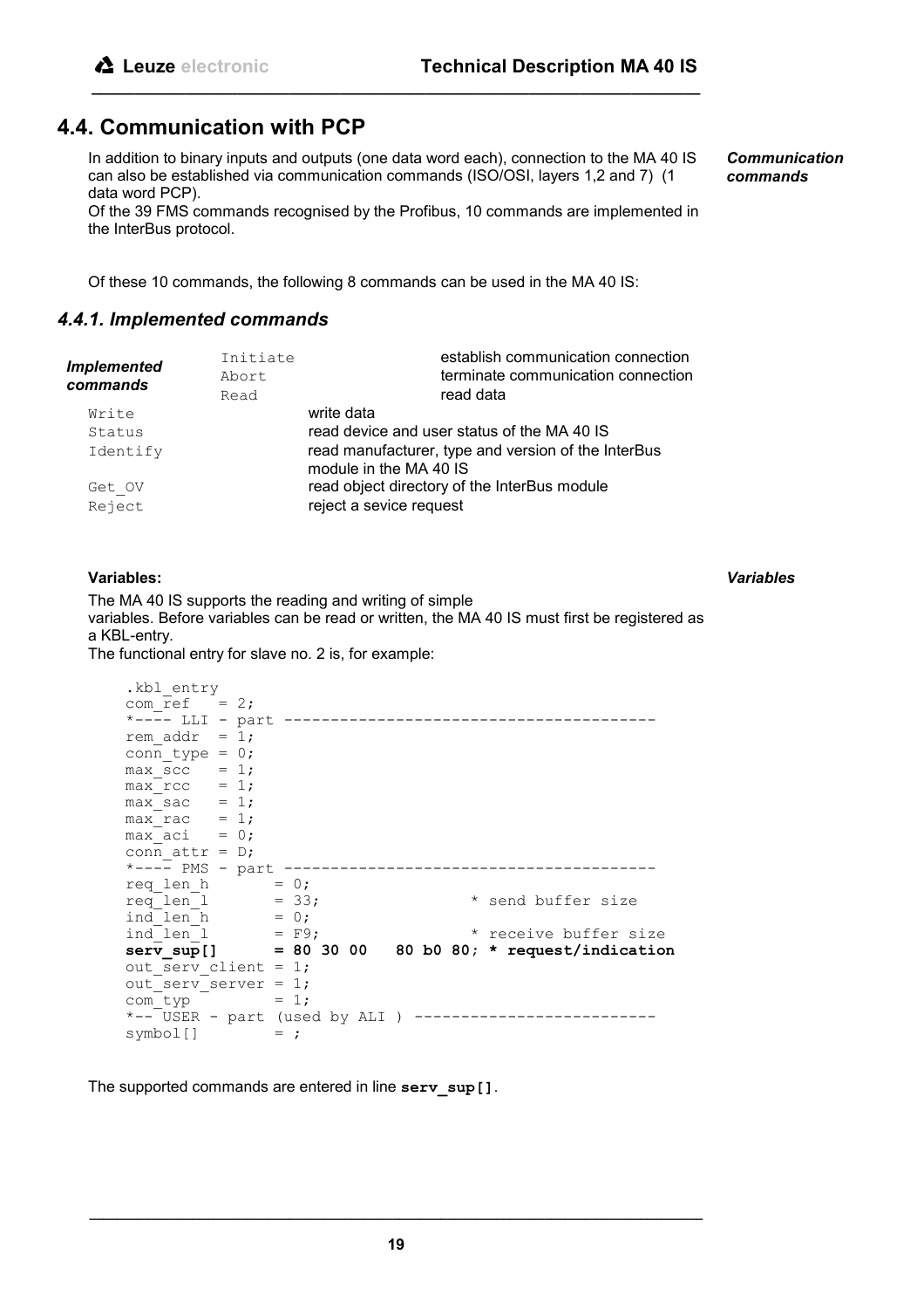## 4.4. Communication with PCP

*Communication commands*

In addition to binary inputs and outputs (one data word each), connection to the MA 40 IS can also be established via communication commands (ISO/OSI, layers 1,2 and 7) (1 data word PCP).
Of the 39 FMS commands recognised by the Profibus, 10 commands are implemented in the InterBus protocol.

Of these 10 commands, the following 8 commands can be used in the MA 40 IS:

### 4.4.1. Implemented commands

*Implemented commands*

| Command | Description |
|---|---|
| `Initiate` | establish communication connection |
| `Abort` | terminate communication connection |
| `Read` | read data |
| `Write` | write data |
| `Status` | read device and user status of the MA 40 IS |
| `Identify` | read manufacturer, type and version of the InterBus module in the MA 40 IS |
| `Get_OV` | read object directory of the InterBus module |
| `Reject` | reject a sevice request |

**Variables:**

*Variables*

The MA 40 IS supports the reading and writing of simple variables. Before variables can be read or written, the MA 40 IS must first be registered as a KBL-entry.
The functional entry for slave no. 2 is, for example:

```
.kbl_entry
com_ref   = 2;
*---- LLI - part ---------------------------------------
rem_addr  = 1;
conn_type = 0;
max_scc   = 1;
max_rcc   = 1;
max_sac   = 1;
max_rac   = 1;
max_aci   = 0;
conn_attr = D;
*---- PMS - part ---------------------------------------
req_len_h       = 0;
req_len_l       = 33;               * send buffer size
ind_len_h       = 0;
ind_len_l       = F9;               * receive buffer size
serv_sup[]      = 80 30 00   80 b0 80; * request/indication
out_serv_client = 1;
out_serv_server = 1;
com_typ         = 1;
*-- USER - part (used by ALI ) -------------------------
symbol[]        = ;
```

The supported commands are entered in line **`serv_sup[]`**.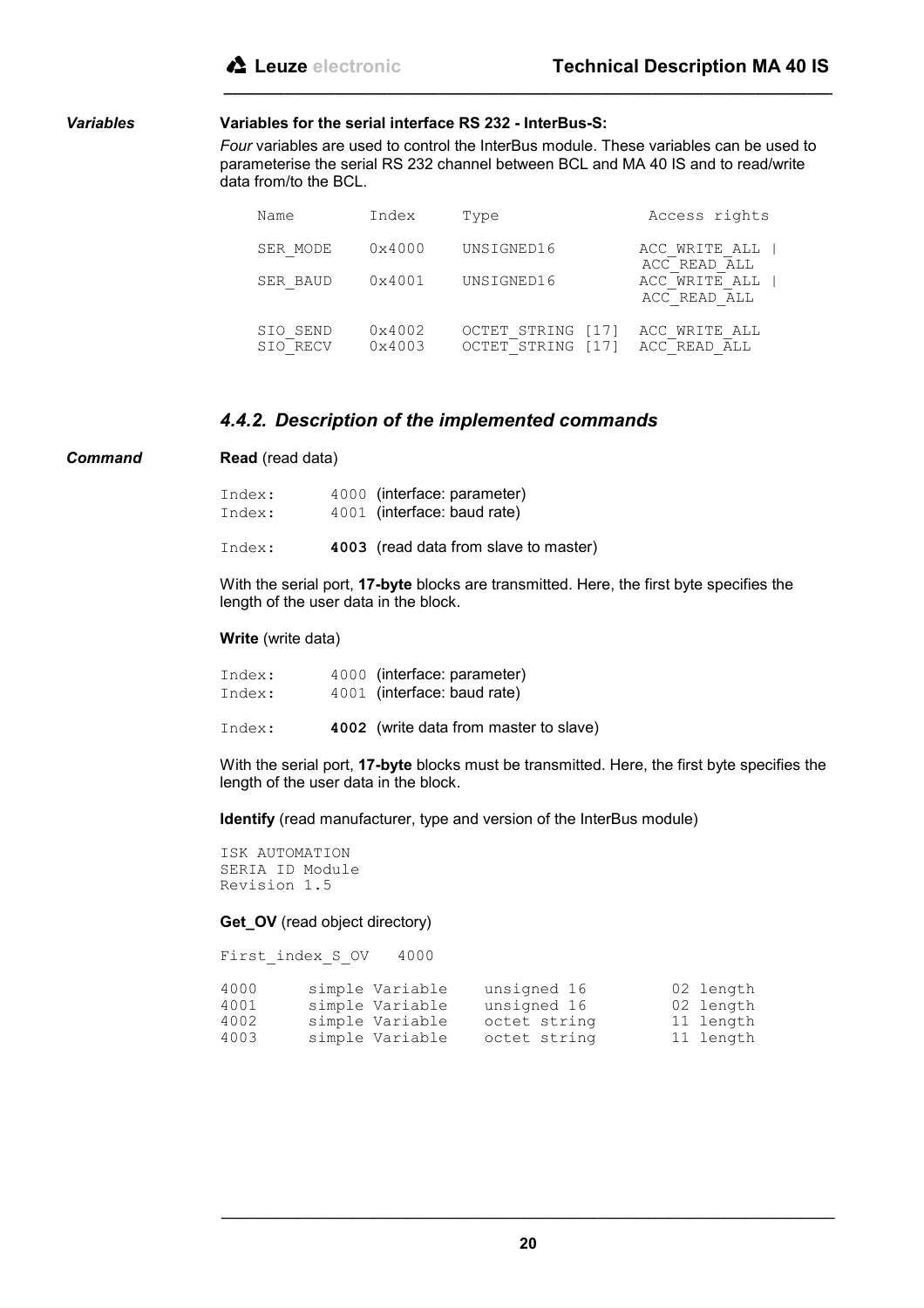*Variables*

**Variables for the serial interface RS 232 - InterBus-S:**

*Four* variables are used to control the InterBus module. These variables can be used to parameterise the serial RS 232 channel between BCL and MA 40 IS and to read/write data from/to the BCL.

| Name | Index | Type | Access rights |
|---|---|---|---|
| SER_MODE | 0x4000 | UNSIGNED16 | ACC_WRITE_ALL \| ACC_READ_ALL |
| SER_BAUD | 0x4001 | UNSIGNED16 | ACC_WRITE_ALL \| ACC_READ_ALL |
| SIO_SEND | 0x4002 | OCTET_STRING [17] | ACC_WRITE_ALL |
| SIO_RECV | 0x4003 | OCTET_STRING [17] | ACC_READ_ALL |

### *4.4.2. Description of the implemented commands*

*Command*

**Read** (read data)

Index: 4000 (interface: parameter)
Index: 4001 (interface: baud rate)

Index: **4003** (read data from slave to master)

With the serial port, **17-byte** blocks are transmitted. Here, the first byte specifies the length of the user data in the block.

**Write** (write data)

Index: 4000 (interface: parameter)
Index: 4001 (interface: baud rate)

Index: **4002** (write data from master to slave)

With the serial port, **17-byte** blocks must be transmitted. Here, the first byte specifies the length of the user data in the block.

**Identify** (read manufacturer, type and version of the InterBus module)

```
ISK AUTOMATION
SERIA ID Module
Revision 1.5
```

**Get_OV** (read object directory)

```
First_index_S_OV   4000

4000      simple Variable    unsigned 16         02 length
4001      simple Variable    unsigned 16         02 length
4002      simple Variable    octet string        11 length
4003      simple Variable    octet string        11 length
```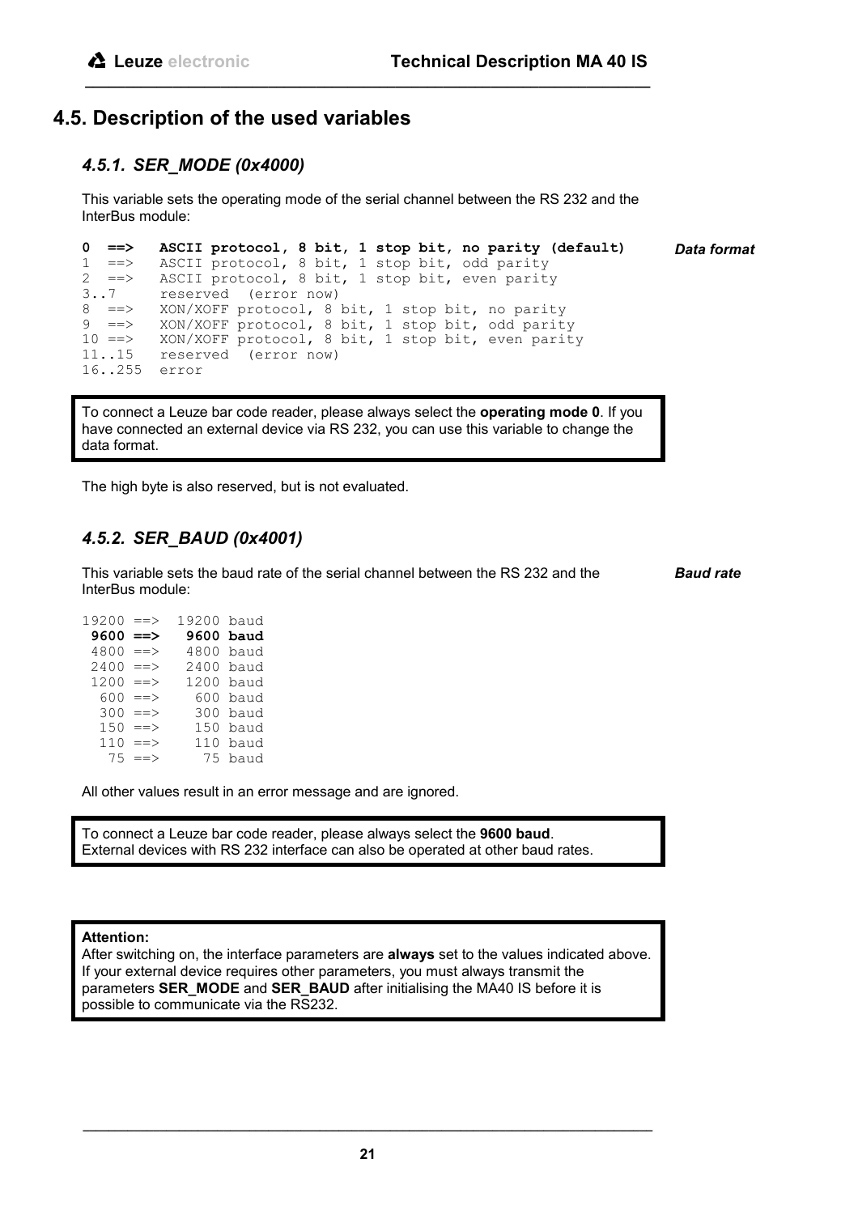## 4.5. Description of the used variables

### *4.5.1. SER_MODE (0x4000)*

This variable sets the operating mode of the serial channel between the RS 232 and the InterBus module:

***Data format***

```
0  ==>    ASCII protocol, 8 bit, 1 stop bit, no parity (default)
1  ==>    ASCII protocol, 8 bit, 1 stop bit, odd parity
2  ==>    ASCII protocol, 8 bit, 1 stop bit, even parity
3..7      reserved  (error now)
8  ==>    XON/XOFF protocol, 8 bit, 1 stop bit, no parity
9  ==>    XON/XOFF protocol, 8 bit, 1 stop bit, odd parity
10 ==>    XON/XOFF protocol, 8 bit, 1 stop bit, even parity
11..15    reserved  (error now)
16..255   error
```

To connect a Leuze bar code reader, please always select the **operating mode 0**. If you have connected an external device via RS 232, you can use this variable to change the data format.

The high byte is also reserved, but is not evaluated.

### *4.5.2. SER_BAUD (0x4001)*

This variable sets the baud rate of the serial channel between the RS 232 and the InterBus module:

***Baud rate***

```
19200 ==>  19200 baud
 9600 ==>   9600 baud
 4800 ==>   4800 baud
 2400 ==>   2400 baud
 1200 ==>   1200 baud
  600 ==>    600 baud
  300 ==>    300 baud
  150 ==>    150 baud
  110 ==>    110 baud
   75 ==>     75 baud
```

All other values result in an error message and are ignored.

To connect a Leuze bar code reader, please always select the **9600 baud**.
External devices with RS 232 interface can also be operated at other baud rates.

**Attention:**
After switching on, the interface parameters are **always** set to the values indicated above. If your external device requires other parameters, you must always transmit the parameters **SER_MODE** and **SER_BAUD** after initialising the MA40 IS before it is possible to communicate via the RS232.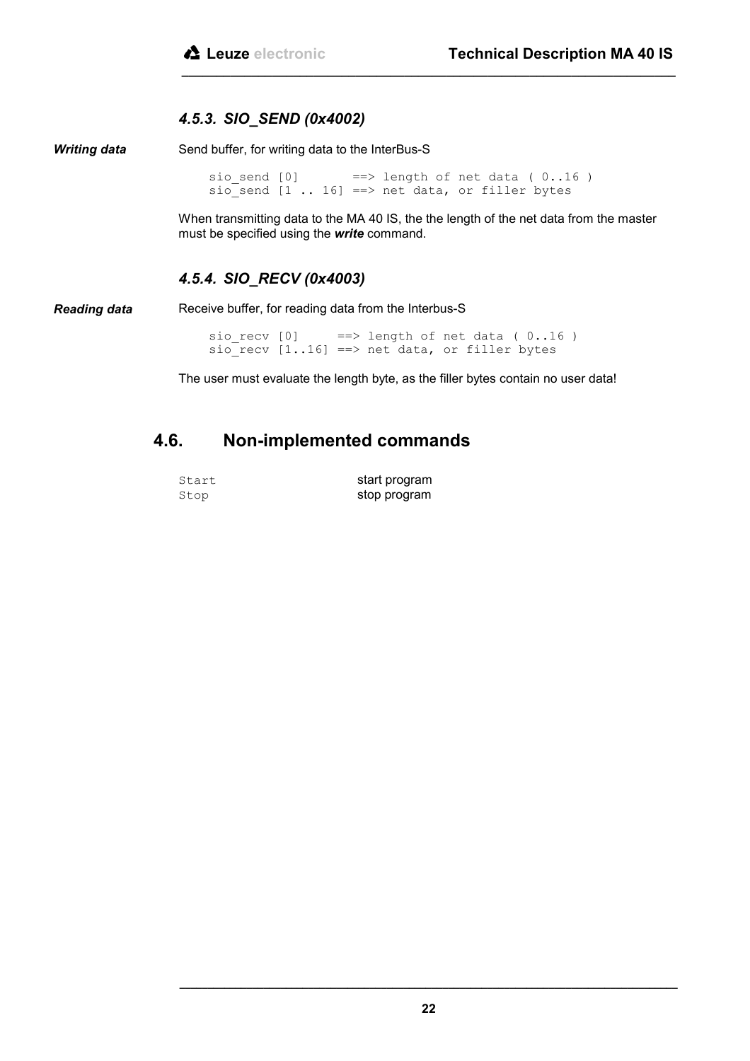### 4.5.3. SIO_SEND (0x4002)

***Writing data***

Send buffer, for writing data to the InterBus-S

```
sio_send [0]       ==> length of net data ( 0..16 )
sio_send [1 .. 16] ==> net data, or filler bytes
```

When transmitting data to the MA 40 IS, the the length of the net data from the master must be specified using the ***write*** command.

### 4.5.4. SIO_RECV (0x4003)

***Reading data***

Receive buffer, for reading data from the Interbus-S

```
sio_recv [0]     ==> length of net data ( 0..16 )
sio_recv [1..16] ==> net data, or filler bytes
```

The user must evaluate the length byte, as the filler bytes contain no user data!

## 4.6. Non-implemented commands

| | |
|---|---|
| `Start` | start program |
| `Stop` | stop program |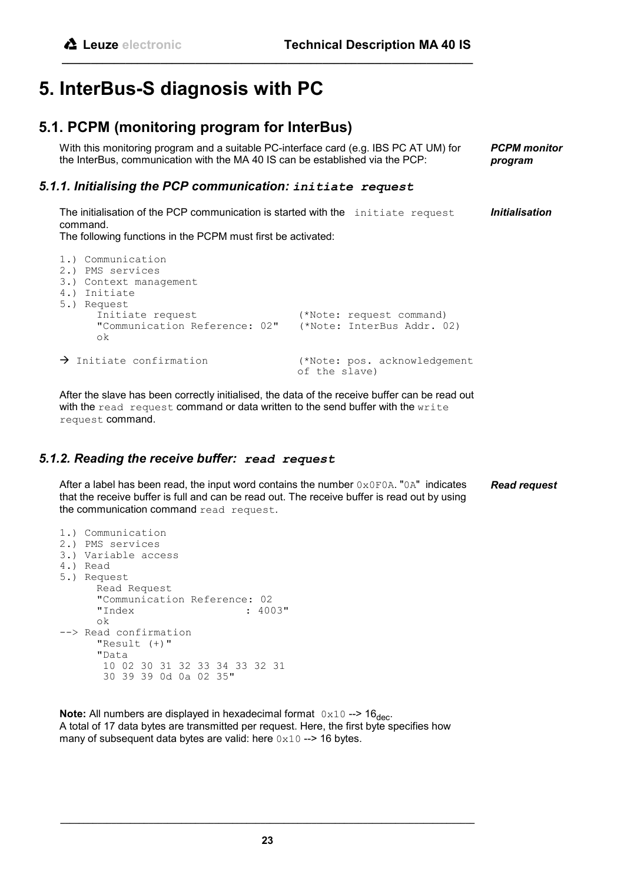# 5. InterBus-S diagnosis with PC

## 5.1. PCPM (monitoring program for InterBus)

*PCPM monitor program*

With this monitoring program and a suitable PC-interface card (e.g. IBS PC AT UM) for the InterBus, communication with the MA 40 IS can be established via the PCP:

### 5.1.1. Initialising the PCP communication: `initiate request`

*Initialisation*

The initialisation of the PCP communication is started with the `initiate request` command.
The following functions in the PCPM must first be activated:

```
1.) Communication
2.) PMS services
3.) Context management
4.) Initiate
5.) Request
      Initiate request              (*Note: request command)
      "Communication Reference: 02"  (*Note: InterBus Addr. 02)
      ok

→ Initiate confirmation             (*Note: pos. acknowledgement
                                    of the slave)
```

After the slave has been correctly initialised, the data of the receive buffer can be read out with the `read request` command or data written to the send buffer with the `write request` command.

### 5.1.2. Reading the receive buffer: `read request`

*Read request*

After a label has been read, the input word contains the number `0x0F0A`. "`0A`" indicates that the receive buffer is full and can be read out. The receive buffer is read out by using the communication command `read request`.

```
1.) Communication
2.) PMS services
3.) Variable access
4.) Read
5.) Request
      Read Request
      "Communication Reference: 02
      "Index                  : 4003"
      ok
--> Read confirmation
      "Result (+)"
      "Data
       10 02 30 31 32 33 34 33 32 31
       30 39 39 0d 0a 02 35"
```

**Note:** All numbers are displayed in hexadecimal format `0x10` --> $16_{dec}$.
A total of 17 data bytes are transmitted per request. Here, the first byte specifies how many of subsequent data bytes are valid: here `0x10` --> 16 bytes.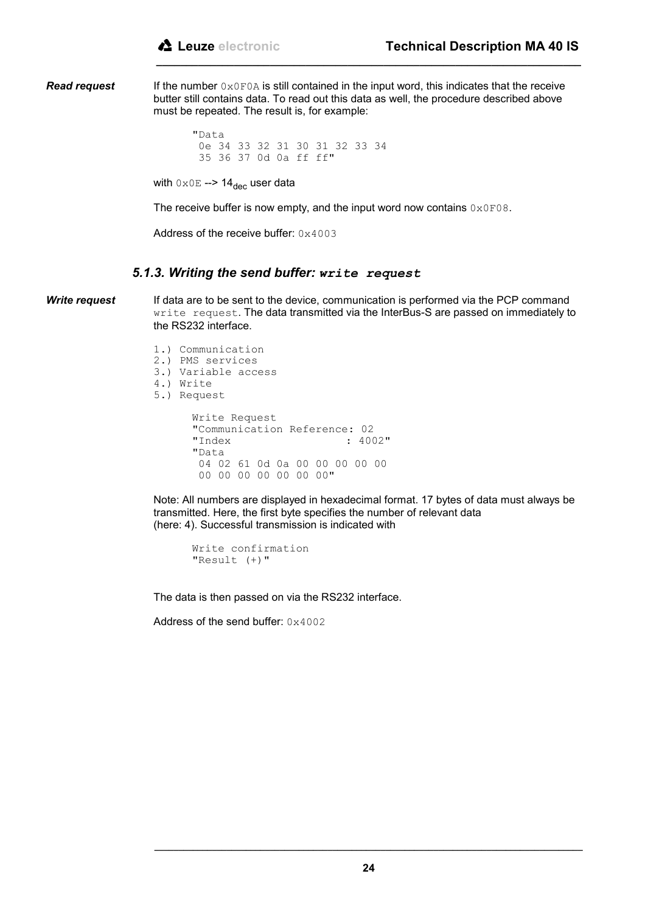**Read request** If the number `0x0F0A` is still contained in the input word, this indicates that the receive butter still contains data. To read out this data as well, the procedure described above must be repeated. The result is, for example:

```
"Data
 0e 34 33 32 31 30 31 32 33 34
 35 36 37 0d 0a ff ff"
```

with `0x0E` --> $14_{dec}$ user data

The receive buffer is now empty, and the input word now contains `0x0F08`.

Address of the receive buffer: `0x4003`

### 5.1.3. Writing the send buffer: `write request`

**Write request** If data are to be sent to the device, communication is performed via the PCP command `write request`. The data transmitted via the InterBus-S are passed on immediately to the RS232 interface.

```
1.) Communication
2.) PMS services
3.) Variable access
4.) Write
5.) Request

    Write Request
    "Communication Reference: 02
    "Index                  : 4002"
    "Data
     04 02 61 0d 0a 00 00 00 00 00
     00 00 00 00 00 00 00"
```

Note: All numbers are displayed in hexadecimal format. 17 bytes of data must always be transmitted. Here, the first byte specifies the number of relevant data (here: 4). Successful transmission is indicated with

```
Write confirmation
"Result (+)"
```

The data is then passed on via the RS232 interface.

Address of the send buffer: `0x4002`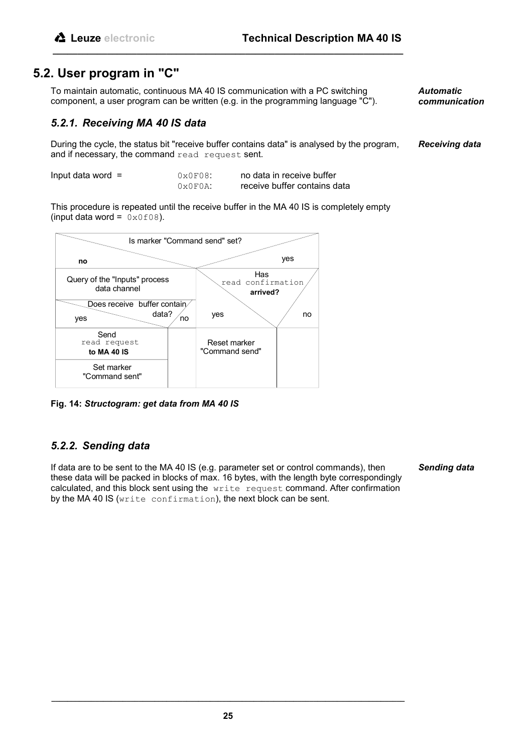## 5.2. User program in "C"

*Automatic communication*

To maintain automatic, continuous MA 40 IS communication with a PC switching component, a user program can be written (e.g. in the programming language "C").

### 5.2.1. Receiving MA 40 IS data

*Receiving data*

During the cycle, the status bit "receive buffer contains data" is analysed by the program, and if necessary, the command `read request` sent.

| | | |
|---|---|---|
| Input data word = | `0x0F08`: | no data in receive buffer |
| | `0x0F0A`: | receive buffer contains data |

This procedure is repeated until the receive buffer in the MA 40 IS is completely empty (input data word = `0x0f08`).

| Is marker "Command send" set? | | | |
|---|---|---|---|
| **no** | | yes | |
| Query of the "Inputs" process data channel | | Has `read confirmation` **arrived?** | |
| Does receive buffer contain data? | | | |
| yes | no | yes | no |
| Send `read request` **to MA 40 IS** | | Reset marker "Command send" | |
| Set marker "Command sent" | | | |

**Fig. 14:** ***Structogram: get data from MA 40 IS***

### 5.2.2. Sending data

*Sending data*

If data are to be sent to the MA 40 IS (e.g. parameter set or control commands), then these data will be packed in blocks of max. 16 bytes, with the length byte correspondingly calculated, and this block sent using the `write request` command. After confirmation by the MA 40 IS (`write confirmation`), the next block can be sent.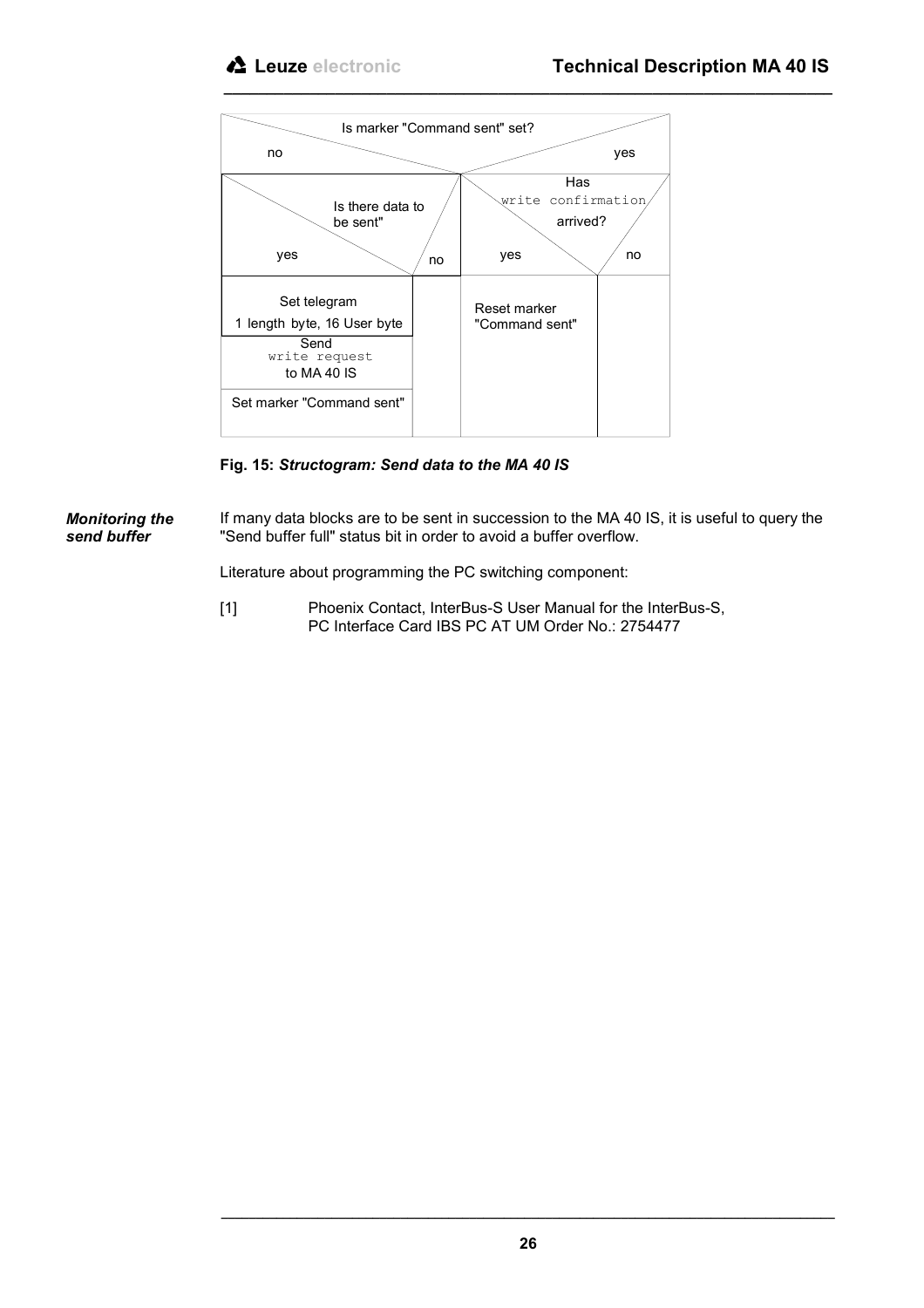| Is marker "Command sent" set? | | | |
|---|---|---|---|
| **no** | | **yes** | |
| Is there data to be sent" | | Has write confirmation arrived? | |
| yes | no | yes | no |
| Set telegram 1 length byte, 16 User byte | | Reset marker "Command sent" | |
| Send write request to MA 40 IS | | | |
| Set marker "Command sent" | | | |

**Fig. 15:** ***Structogram: Send data to the MA 40 IS***

***Monitoring the send buffer***

If many data blocks are to be sent in succession to the MA 40 IS, it is useful to query the "Send buffer full" status bit in order to avoid a buffer overflow.

Literature about programming the PC switching component:

[1] Phoenix Contact, InterBus-S User Manual for the InterBus-S, PC Interface Card IBS PC AT UM Order No.: 2754477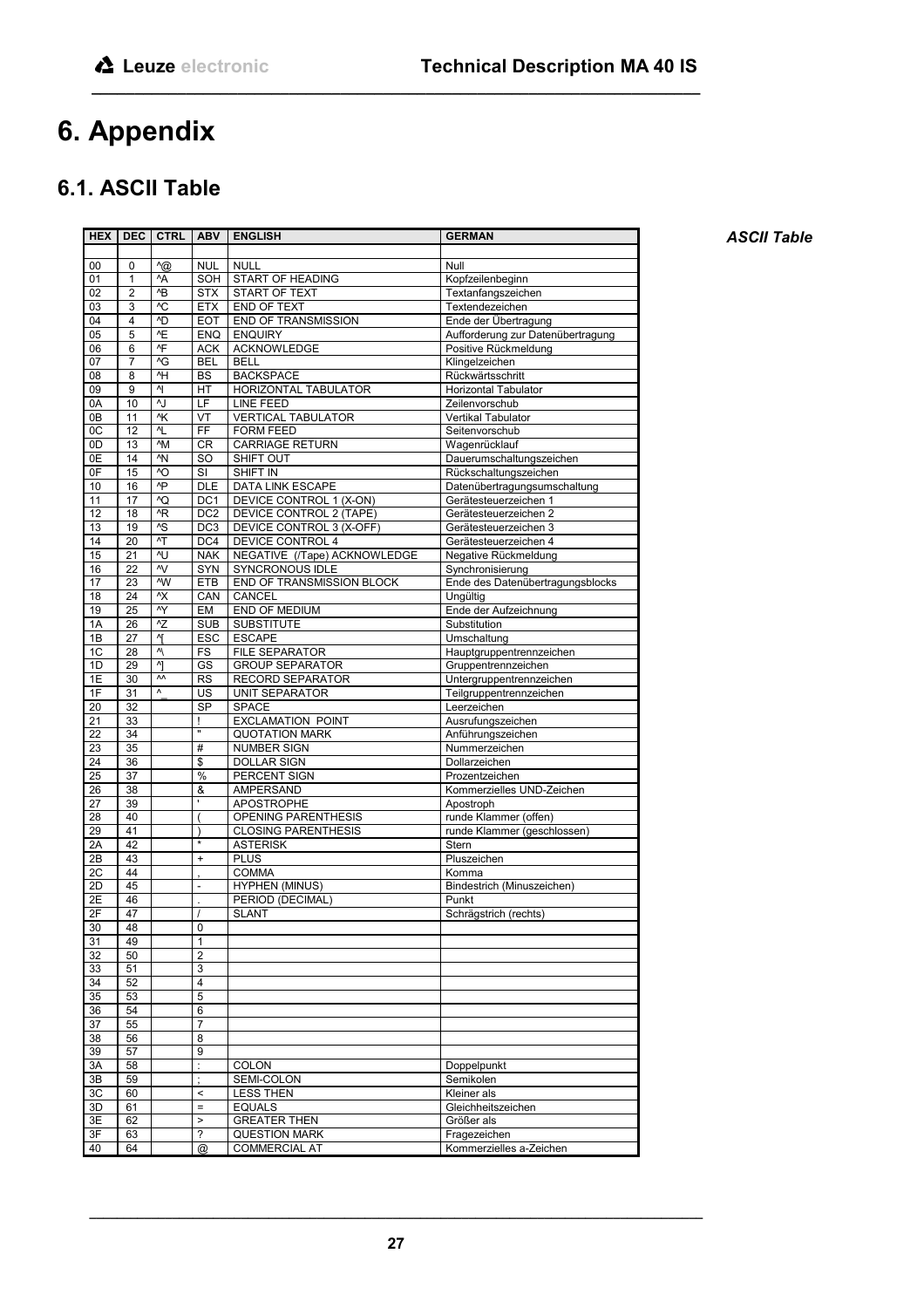# 6. Appendix

## 6.1. ASCII Table

*ASCII Table*

| HEX | DEC | CTRL | ABV | ENGLISH | GERMAN |
|---|---|---|---|---|---|
| | | | | | |
| 00 | 0 | ^@ | NUL | NULL | Null |
| 01 | 1 | ^A | SOH | START OF HEADING | Kopfzeilenbeginn |
| 02 | 2 | ^B | STX | START OF TEXT | Textanfangszeichen |
| 03 | 3 | ^C | ETX | END OF TEXT | Textendezeichen |
| 04 | 4 | ^D | EOT | END OF TRANSMISSION | Ende der Übertragung |
| 05 | 5 | ^E | ENQ | ENQUIRY | Aufforderung zur Datenübertragung |
| 06 | 6 | ^F | ACK | ACKNOWLEDGE | Positive Rückmeldung |
| 07 | 7 | ^G | BEL | BELL | Klingelzeichen |
| 08 | 8 | ^H | BS | BACKSPACE | Rückwärtsschritt |
| 09 | 9 | ^I | HT | HORIZONTAL TABULATOR | Horizontal Tabulator |
| 0A | 10 | ^J | LF | LINE FEED | Zeilenvorschub |
| 0B | 11 | ^K | VT | VERTICAL TABULATOR | Vertikal Tabulator |
| 0C | 12 | ^L | FF | FORM FEED | Seitenvorschub |
| 0D | 13 | ^M | CR | CARRIAGE RETURN | Wagenrücklauf |
| 0E | 14 | ^N | SO | SHIFT OUT | Dauerumschaltungszeichen |
| 0F | 15 | ^O | SI | SHIFT IN | Rückschaltungszeichen |
| 10 | 16 | ^P | DLE | DATA LINK ESCAPE | Datenübertragungsumschaltung |
| 11 | 17 | ^Q | DC1 | DEVICE CONTROL 1 (X-ON) | Gerätesteuerzeichen 1 |
| 12 | 18 | ^R | DC2 | DEVICE CONTROL 2 (TAPE) | Gerätesteuerzeichen 2 |
| 13 | 19 | ^S | DC3 | DEVICE CONTROL 3 (X-OFF) | Gerätesteuerzeichen 3 |
| 14 | 20 | ^T | DC4 | DEVICE CONTROL 4 | Gerätesteuerzeichen 4 |
| 15 | 21 | ^U | NAK | NEGATIVE (/Tape) ACKNOWLEDGE | Negative Rückmeldung |
| 16 | 22 | ^V | SYN | SYNCRONOUS IDLE | Synchronisierung |
| 17 | 23 | ^W | ETB | END OF TRANSMISSION BLOCK | Ende des Datenübertragungsblocks |
| 18 | 24 | ^X | CAN | CANCEL | Ungültig |
| 19 | 25 | ^Y | EM | END OF MEDIUM | Ende der Aufzeichnung |
| 1A | 26 | ^Z | SUB | SUBSTITUTE | Substitution |
| 1B | 27 | ^[ | ESC | ESCAPE | Umschaltung |
| 1C | 28 | ^\ | FS | FILE SEPARATOR | Hauptgruppentrennzeichen |
| 1D | 29 | ^] | GS | GROUP SEPARATOR | Gruppentrennzeichen |
| 1E | 30 | ^^ | RS | RECORD SEPARATOR | Untergruppentrennzeichen |
| 1F | 31 | ^_ | US | UNIT SEPARATOR | Teilgruppentrennzeichen |
| 20 | 32 | | SP | SPACE | Leerzeichen |
| 21 | 33 | | ! | EXCLAMATION POINT | Ausrufungszeichen |
| 22 | 34 | | " | QUOTATION MARK | Anführungszeichen |
| 23 | 35 | | # | NUMBER SIGN | Nummerzeichen |
| 24 | 36 | | $ | DOLLAR SIGN | Dollarzeichen |
| 25 | 37 | | % | PERCENT SIGN | Prozentzeichen |
| 26 | 38 | | & | AMPERSAND | Kommerzielles UND-Zeichen |
| 27 | 39 | | ' | APOSTROPHE | Apostroph |
| 28 | 40 | | ( | OPENING PARENTHESIS | runde Klammer (offen) |
| 29 | 41 | | ) | CLOSING PARENTHESIS | runde Klammer (geschlossen) |
| 2A | 42 | | * | ASTERISK | Stern |
| 2B | 43 | | + | PLUS | Pluszeichen |
| 2C | 44 | | , | COMMA | Komma |
| 2D | 45 | | - | HYPHEN (MINUS) | Bindestrich (Minuszeichen) |
| 2E | 46 | | . | PERIOD (DECIMAL) | Punkt |
| 2F | 47 | | / | SLANT | Schrägstrich (rechts) |
| 30 | 48 | | 0 | | |
| 31 | 49 | | 1 | | |
| 32 | 50 | | 2 | | |
| 33 | 51 | | 3 | | |
| 34 | 52 | | 4 | | |
| 35 | 53 | | 5 | | |
| 36 | 54 | | 6 | | |
| 37 | 55 | | 7 | | |
| 38 | 56 | | 8 | | |
| 39 | 57 | | 9 | | |
| 3A | 58 | | : | COLON | Doppelpunkt |
| 3B | 59 | | ; | SEMI-COLON | Semikolen |
| 3C | 60 | | < | LESS THEN | Kleiner als |
| 3D | 61 | | = | EQUALS | Gleichheitszeichen |
| 3E | 62 | | > | GREATER THEN | Größer als |
| 3F | 63 | | ? | QUESTION MARK | Fragezeichen |
| 40 | 64 | | @ | COMMERCIAL AT | Kommerzielles a-Zeichen |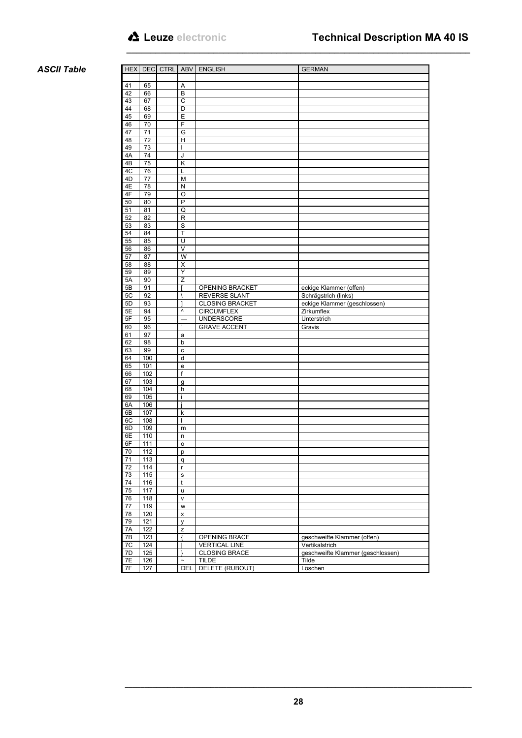*ASCII Table*

| HEX | DEC | CTRL | ABV | ENGLISH | GERMAN |
|---|---|---|---|---|---|
| | | | | | |
| 41 | 65 | | A | | |
| 42 | 66 | | B | | |
| 43 | 67 | | C | | |
| 44 | 68 | | D | | |
| 45 | 69 | | E | | |
| 46 | 70 | | F | | |
| 47 | 71 | | G | | |
| 48 | 72 | | H | | |
| 49 | 73 | | I | | |
| 4A | 74 | | J | | |
| 4B | 75 | | K | | |
| 4C | 76 | | L | | |
| 4D | 77 | | M | | |
| 4E | 78 | | N | | |
| 4F | 79 | | O | | |
| 50 | 80 | | P | | |
| 51 | 81 | | Q | | |
| 52 | 82 | | R | | |
| 53 | 83 | | S | | |
| 54 | 84 | | T | | |
| 55 | 85 | | U | | |
| 56 | 86 | | V | | |
| 57 | 87 | | W | | |
| 58 | 88 | | X | | |
| 59 | 89 | | Y | | |
| 5A | 90 | | Z | | |
| 5B | 91 | | [ | OPENING BRACKET | eckige Klammer (offen) |
| 5C | 92 | | \ | REVERSE SLANT | Schrägstrich (links) |
| 5D | 93 | | ] | CLOSING BRACKET | eckige Klammer (geschlossen) |
| 5E | 94 | | ^ | CIRCUMFLEX | Zirkumflex |
| 5F | 95 | | _ | UNDERSCORE | Unterstrich |
| 60 | 96 | | ` | GRAVE ACCENT | Gravis |
| 61 | 97 | | a | | |
| 62 | 98 | | b | | |
| 63 | 99 | | c | | |
| 64 | 100 | | d | | |
| 65 | 101 | | e | | |
| 66 | 102 | | f | | |
| 67 | 103 | | g | | |
| 68 | 104 | | h | | |
| 69 | 105 | | i | | |
| 6A | 106 | | j | | |
| 6B | 107 | | k | | |
| 6C | 108 | | l | | |
| 6D | 109 | | m | | |
| 6E | 110 | | n | | |
| 6F | 111 | | o | | |
| 70 | 112 | | p | | |
| 71 | 113 | | q | | |
| 72 | 114 | | r | | |
| 73 | 115 | | s | | |
| 74 | 116 | | t | | |
| 75 | 117 | | u | | |
| 76 | 118 | | v | | |
| 77 | 119 | | w | | |
| 78 | 120 | | x | | |
| 79 | 121 | | y | | |
| 7A | 122 | | z | | |
| 7B | 123 | | { | OPENING BRACE | geschweifte Klammer (offen) |
| 7C | 124 | | \| | VERTICAL LINE | Vertikalstrich |
| 7D | 125 | | } | CLOSING BRACE | geschweifte Klammer (geschlossen) |
| 7E | 126 | | ~ | TILDE | Tilde |
| 7F | 127 | | DEL | DELETE (RUBOUT) | Löschen |